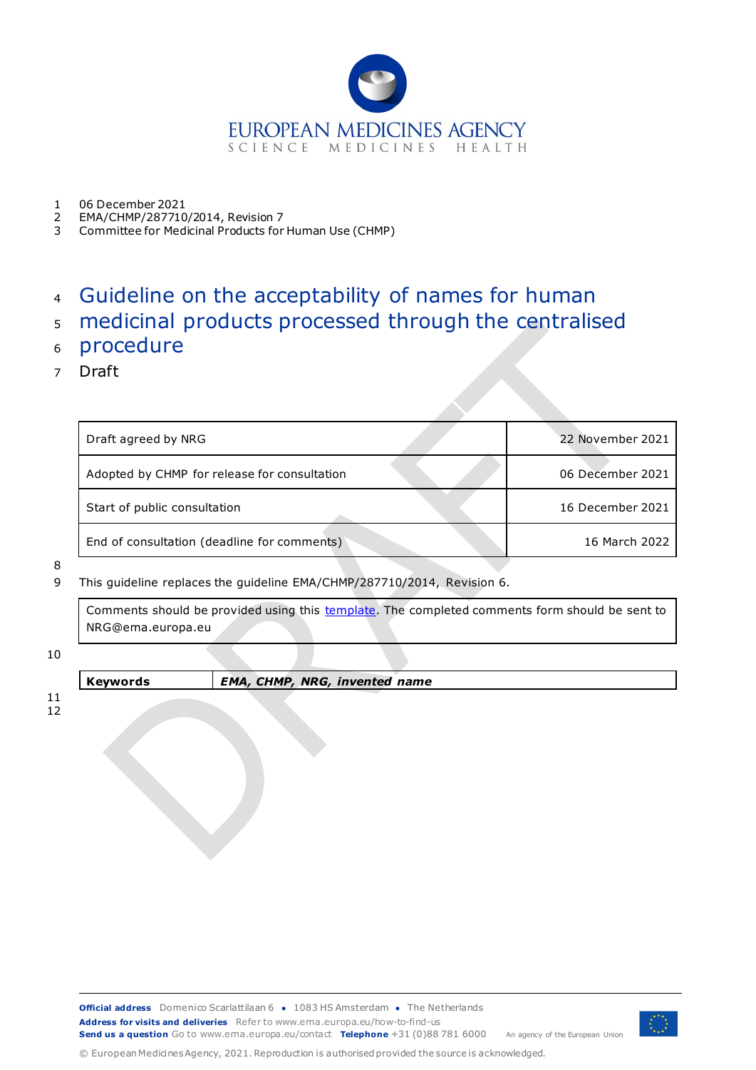06 December 2021
EMA/CHMP/287710/2014, Revision 7
Committee for Medicinal Products for Human Use (CHMP)

# Guideline on the acceptability of names for human medicinal products processed through the centralised procedure

Draft

| Draft agreed by NRG | 22 November 2021 |
|---|---|
| Adopted by CHMP for release for consultation | 06 December 2021 |
| Start of public consultation | 16 December 2021 |
| End of consultation (deadline for comments) | 16 March 2022 |

This guideline replaces the guideline EMA/CHMP/287710/2014, Revision 6.

Comments should be provided using this template. The completed comments form should be sent to NRG@ema.europa.eu

| **Keywords** | ***EMA, CHMP, NRG, invented name*** |
|---|---|

**Official address** Domenico Scarlattilaan 6 • 1083 HS Amsterdam • The Netherlands
**Address for visits and deliveries** Refer to www.ema.europa.eu/how-to-find-us
**Send us a question** Go to www.ema.europa.eu/contact **Telephone** +31 (0)88 781 6000

An agency of the European Union

© European Medicines Agency, 2021. Reproduction is authorised provided the source is acknowledged.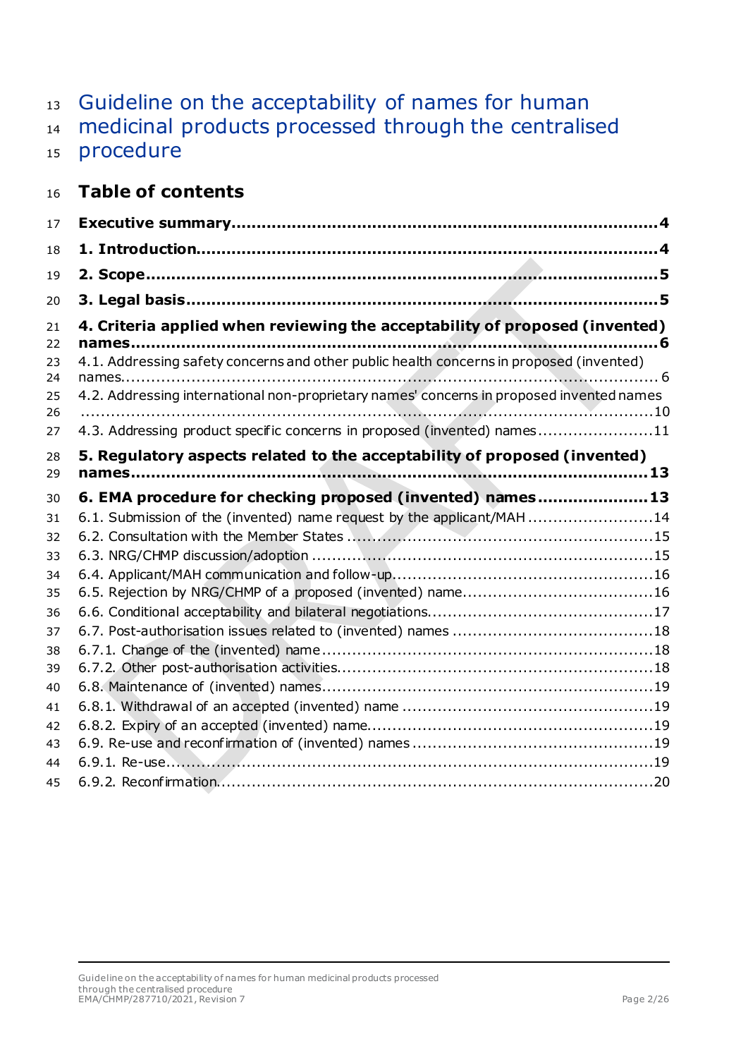# Guideline on the acceptability of names for human medicinal products processed through the centralised procedure

## Table of contents

**Executive summary....................................................................................4**

**1. Introduction..........................................................................................4**

**2. Scope....................................................................................................5**

**3. Legal basis............................................................................................5**

**4. Criteria applied when reviewing the acceptability of proposed (invented) names..........................................................................................................6**

4.1. Addressing safety concerns and other public health concerns in proposed (invented) names.......................................................................................................... 6

4.2. Addressing international non-proprietary names' concerns in proposed invented names ....................................................................................................................10

4.3. Addressing product specific concerns in proposed (invented) names.......................11

**5. Regulatory aspects related to the acceptability of proposed (invented) names..........................................................................................................13**

**6. EMA procedure for checking proposed (invented) names.....................13**

6.1. Submission of the (invented) name request by the applicant/MAH .........................14

6.2. Consultation with the Member States ...........................................................15

6.3. NRG/CHMP discussion/adoption ...................................................................15

6.4. Applicant/MAH communication and follow-up....................................................16

6.5. Rejection by NRG/CHMP of a proposed (invented) name.......................................16

6.6. Conditional acceptability and bilateral negotiations.............................................17

6.7. Post-authorisation issues related to (invented) names ........................................18

6.7.1. Change of the (invented) name.................................................................18

6.7.2. Other post-authorisation activities..............................................................18

6.8. Maintenance of (invented) names.................................................................19

6.8.1. Withdrawal of an accepted (invented) name ..................................................19

6.8.2. Expiry of an accepted (invented) name.........................................................19

6.9. Re-use and reconfirmation of (invented) names ................................................19

6.9.1. Re-use.................................................................................................19

6.9.2. Reconfirmation.......................................................................................20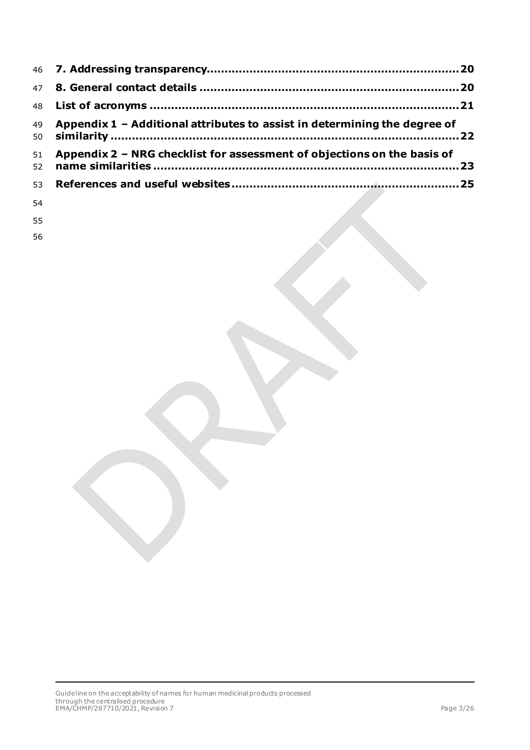**7. Addressing transparency.....................................................................20**

**8. General contact details .......................................................................20**

**List of acronyms ....................................................................................21**

**Appendix 1 – Additional attributes to assist in determining the degree of similarity ................................................................................................22**

**Appendix 2 – NRG checklist for assessment of objections on the basis of name similarities ....................................................................................23**

**References and useful websites.............................................................25**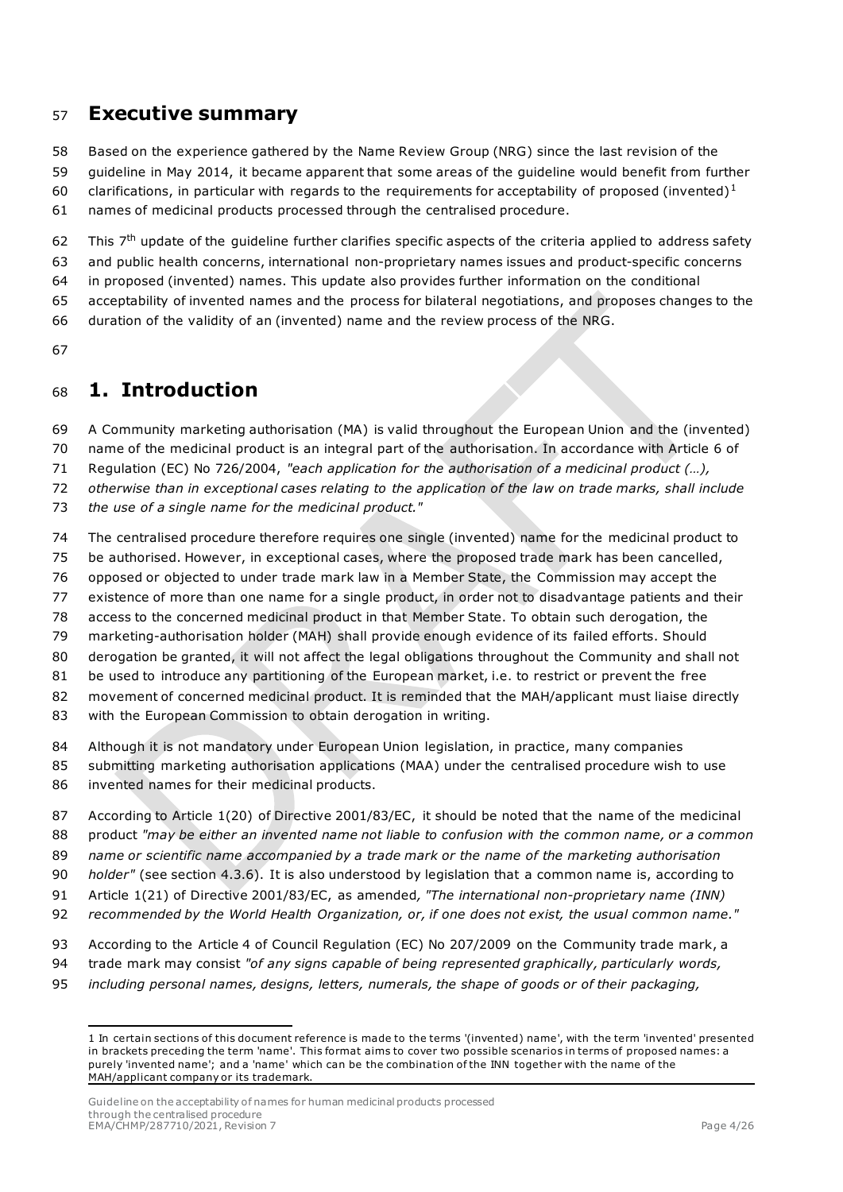## Executive summary

Based on the experience gathered by the Name Review Group (NRG) since the last revision of the guideline in May 2014, it became apparent that some areas of the guideline would benefit from further clarifications, in particular with regards to the requirements for acceptability of proposed (invented)[1] names of medicinal products processed through the centralised procedure.

This 7th update of the guideline further clarifies specific aspects of the criteria applied to address safety and public health concerns, international non-proprietary names issues and product-specific concerns in proposed (invented) names. This update also provides further information on the conditional acceptability of invented names and the process for bilateral negotiations, and proposes changes to the duration of the validity of an (invented) name and the review process of the NRG.

# 1. Introduction

A Community marketing authorisation (MA) is valid throughout the European Union and the (invented) name of the medicinal product is an integral part of the authorisation. In accordance with Article 6 of Regulation (EC) No 726/2004, *"each application for the authorisation of a medicinal product (…), otherwise than in exceptional cases relating to the application of the law on trade marks, shall include the use of a single name for the medicinal product."*

The centralised procedure therefore requires one single (invented) name for the medicinal product to be authorised. However, in exceptional cases, where the proposed trade mark has been cancelled, opposed or objected to under trade mark law in a Member State, the Commission may accept the existence of more than one name for a single product, in order not to disadvantage patients and their access to the concerned medicinal product in that Member State. To obtain such derogation, the marketing-authorisation holder (MAH) shall provide enough evidence of its failed efforts. Should derogation be granted, it will not affect the legal obligations throughout the Community and shall not be used to introduce any partitioning of the European market, i.e. to restrict or prevent the free movement of concerned medicinal product. It is reminded that the MAH/applicant must liaise directly with the European Commission to obtain derogation in writing.

Although it is not mandatory under European Union legislation, in practice, many companies submitting marketing authorisation applications (MAA) under the centralised procedure wish to use invented names for their medicinal products.

According to Article 1(20) of Directive 2001/83/EC, it should be noted that the name of the medicinal product *"may be either an invented name not liable to confusion with the common name, or a common name or scientific name accompanied by a trade mark or the name of the marketing authorisation holder"* (see section 4.3.6). It is also understood by legislation that a common name is, according to Article 1(21) of Directive 2001/83/EC, as amended*, "The international non-proprietary name (INN) recommended by the World Health Organization, or, if one does not exist, the usual common name."*

According to the Article 4 of Council Regulation (EC) No 207/2009 on the Community trade mark, a trade mark may consist *"of any signs capable of being represented graphically, particularly words, including personal names, designs, letters, numerals, the shape of goods or of their packaging,*

---

[1] In certain sections of this document reference is made to the terms '(invented) name', with the term 'invented' presented in brackets preceding the term 'name'. This format aims to cover two possible scenarios in terms of proposed names: a purely 'invented name'; and a 'name' which can be the combination of the INN together with the name of the MAH/applicant company or its trademark.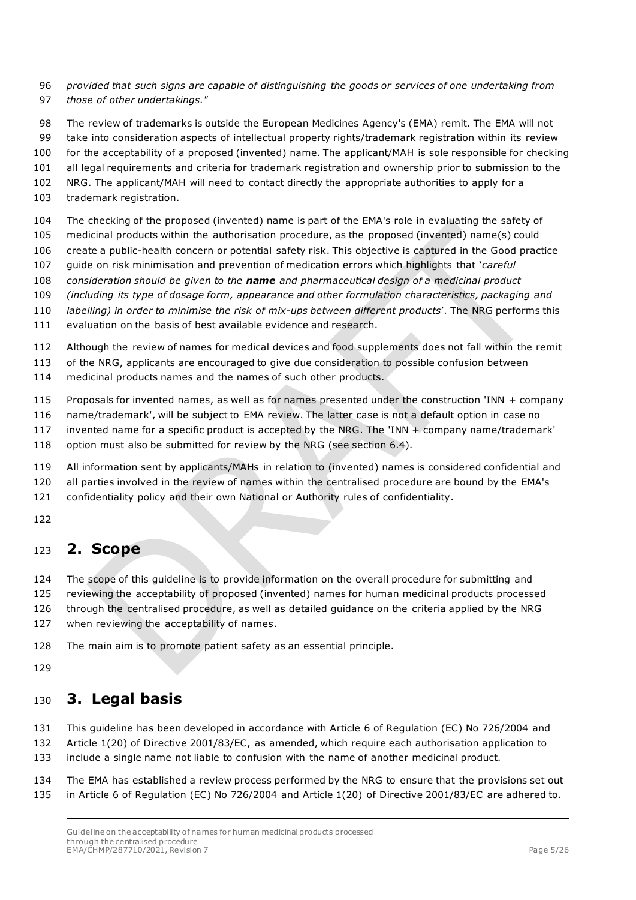*provided that such signs are capable of distinguishing the goods or services of one undertaking from those of other undertakings."*

The review of trademarks is outside the European Medicines Agency's (EMA) remit. The EMA will not take into consideration aspects of intellectual property rights/trademark registration within its review for the acceptability of a proposed (invented) name. The applicant/MAH is sole responsible for checking all legal requirements and criteria for trademark registration and ownership prior to submission to the NRG. The applicant/MAH will need to contact directly the appropriate authorities to apply for a trademark registration.

The checking of the proposed (invented) name is part of the EMA's role in evaluating the safety of medicinal products within the authorisation procedure, as the proposed (invented) name(s) could create a public-health concern or potential safety risk. This objective is captured in the Good practice guide on risk minimisation and prevention of medication errors which highlights that '*careful consideration should be given to the **name** and pharmaceutical design of a medicinal product (including its type of dosage form, appearance and other formulation characteristics, packaging and labelling) in order to minimise the risk of mix-ups between different products*'. The NRG performs this evaluation on the basis of best available evidence and research.

Although the review of names for medical devices and food supplements does not fall within the remit of the NRG, applicants are encouraged to give due consideration to possible confusion between medicinal products names and the names of such other products.

Proposals for invented names, as well as for names presented under the construction 'INN + company name/trademark', will be subject to EMA review. The latter case is not a default option in case no invented name for a specific product is accepted by the NRG. The 'INN + company name/trademark' option must also be submitted for review by the NRG (see section 6.4).

All information sent by applicants/MAHs in relation to (invented) names is considered confidential and all parties involved in the review of names within the centralised procedure are bound by the EMA's confidentiality policy and their own National or Authority rules of confidentiality.

## 2. Scope

The scope of this guideline is to provide information on the overall procedure for submitting and reviewing the acceptability of proposed (invented) names for human medicinal products processed through the centralised procedure, as well as detailed guidance on the criteria applied by the NRG when reviewing the acceptability of names.

The main aim is to promote patient safety as an essential principle.

## 3. Legal basis

This guideline has been developed in accordance with Article 6 of Regulation (EC) No 726/2004 and Article 1(20) of Directive 2001/83/EC, as amended, which require each authorisation application to include a single name not liable to confusion with the name of another medicinal product.

The EMA has established a review process performed by the NRG to ensure that the provisions set out in Article 6 of Regulation (EC) No 726/2004 and Article 1(20) of Directive 2001/83/EC are adhered to.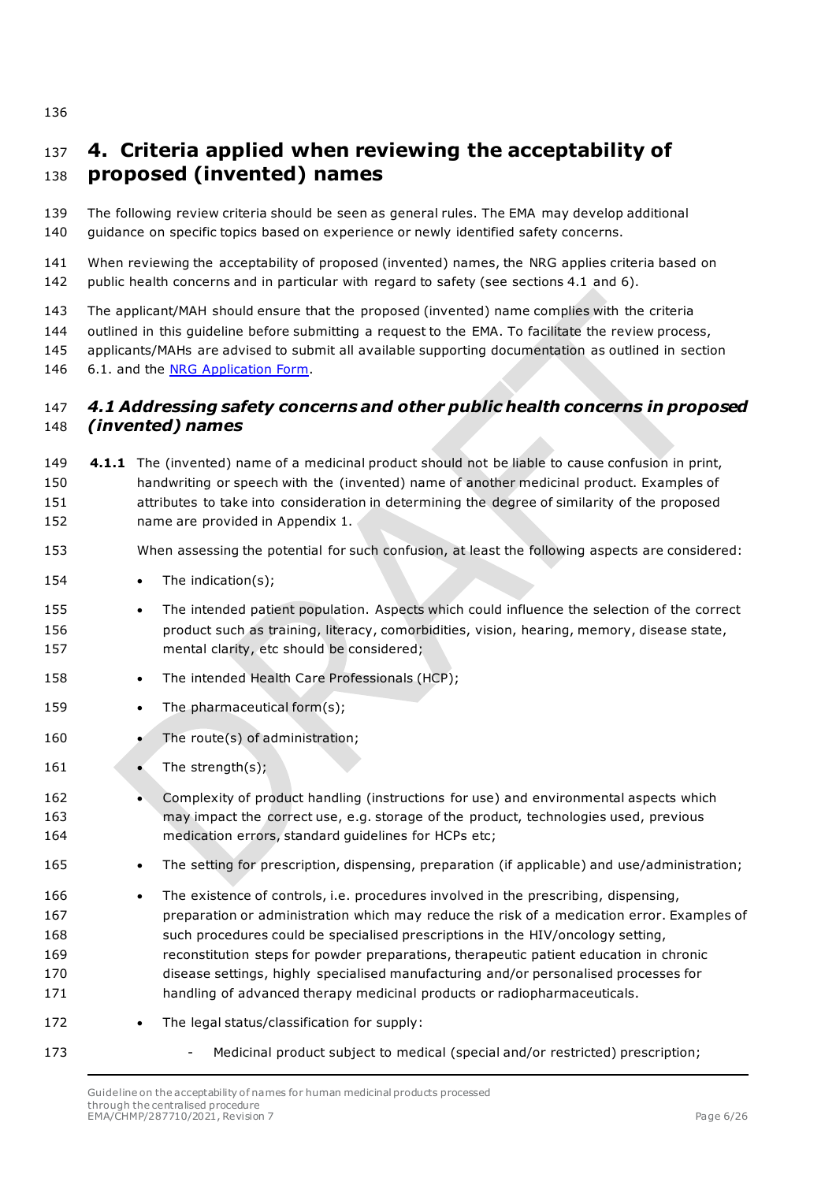# 4. Criteria applied when reviewing the acceptability of proposed (invented) names

The following review criteria should be seen as general rules. The EMA may develop additional guidance on specific topics based on experience or newly identified safety concerns.

When reviewing the acceptability of proposed (invented) names, the NRG applies criteria based on public health concerns and in particular with regard to safety (see sections 4.1 and 6).

The applicant/MAH should ensure that the proposed (invented) name complies with the criteria outlined in this guideline before submitting a request to the EMA. To facilitate the review process, applicants/MAHs are advised to submit all available supporting documentation as outlined in section 6.1. and the [NRG Application Form](NRG Application Form).

## *4.1 Addressing safety concerns and other public health concerns in proposed (invented) names*

**4.1.1** The (invented) name of a medicinal product should not be liable to cause confusion in print, handwriting or speech with the (invented) name of another medicinal product. Examples of attributes to take into consideration in determining the degree of similarity of the proposed name are provided in Appendix 1.

When assessing the potential for such confusion, at least the following aspects are considered:

- The indication(s);
- The intended patient population. Aspects which could influence the selection of the correct product such as training, literacy, comorbidities, vision, hearing, memory, disease state, mental clarity, etc should be considered;
- The intended Health Care Professionals (HCP);
- The pharmaceutical form(s);
- The route(s) of administration;
- The strength(s);
- Complexity of product handling (instructions for use) and environmental aspects which may impact the correct use, e.g. storage of the product, technologies used, previous medication errors, standard guidelines for HCPs etc;
- The setting for prescription, dispensing, preparation (if applicable) and use/administration;
- The existence of controls, i.e. procedures involved in the prescribing, dispensing, preparation or administration which may reduce the risk of a medication error. Examples of such procedures could be specialised prescriptions in the HIV/oncology setting, reconstitution steps for powder preparations, therapeutic patient education in chronic disease settings, highly specialised manufacturing and/or personalised processes for handling of advanced therapy medicinal products or radiopharmaceuticals.
- The legal status/classification for supply:
    - Medicinal product subject to medical (special and/or restricted) prescription;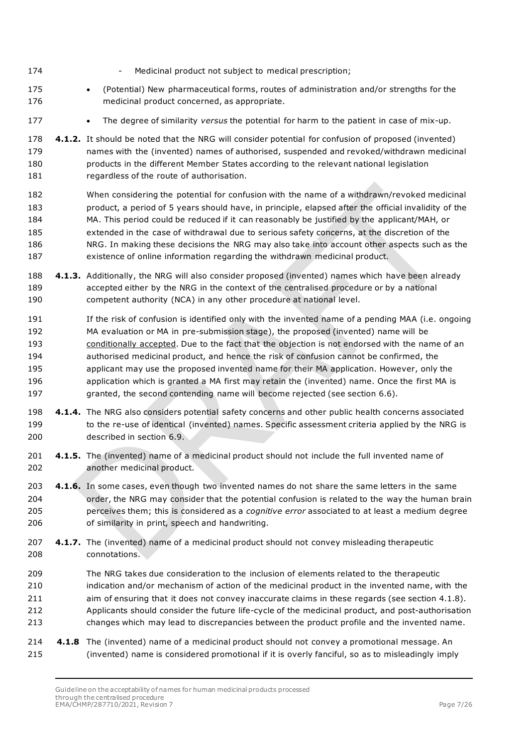- Medicinal product not subject to medical prescription;

- (Potential) New pharmaceutical forms, routes of administration and/or strengths for the medicinal product concerned, as appropriate.
- The degree of similarity *versus* the potential for harm to the patient in case of mix-up.

**4.1.2.** It should be noted that the NRG will consider potential for confusion of proposed (invented) names with the (invented) names of authorised, suspended and revoked/withdrawn medicinal products in the different Member States according to the relevant national legislation regardless of the route of authorisation.

When considering the potential for confusion with the name of a withdrawn/revoked medicinal product, a period of 5 years should have, in principle, elapsed after the official invalidity of the MA. This period could be reduced if it can reasonably be justified by the applicant/MAH, or extended in the case of withdrawal due to serious safety concerns, at the discretion of the NRG. In making these decisions the NRG may also take into account other aspects such as the existence of online information regarding the withdrawn medicinal product.

**4.1.3.** Additionally, the NRG will also consider proposed (invented) names which have been already accepted either by the NRG in the context of the centralised procedure or by a national competent authority (NCA) in any other procedure at national level.

If the risk of confusion is identified only with the invented name of a pending MAA (i.e. ongoing MA evaluation or MA in pre-submission stage), the proposed (invented) name will be conditionally accepted. Due to the fact that the objection is not endorsed with the name of an authorised medicinal product, and hence the risk of confusion cannot be confirmed, the applicant may use the proposed invented name for their MA application. However, only the application which is granted a MA first may retain the (invented) name. Once the first MA is granted, the second contending name will become rejected (see section 6.6).

**4.1.4.** The NRG also considers potential safety concerns and other public health concerns associated to the re-use of identical (invented) names. Specific assessment criteria applied by the NRG is described in section 6.9.

**4.1.5.** The (invented) name of a medicinal product should not include the full invented name of another medicinal product.

**4.1.6.** In some cases, even though two invented names do not share the same letters in the same order, the NRG may consider that the potential confusion is related to the way the human brain perceives them; this is considered as a *cognitive error* associated to at least a medium degree of similarity in print, speech and handwriting.

**4.1.7.** The (invented) name of a medicinal product should not convey misleading therapeutic connotations.

The NRG takes due consideration to the inclusion of elements related to the therapeutic indication and/or mechanism of action of the medicinal product in the invented name, with the aim of ensuring that it does not convey inaccurate claims in these regards (see section 4.1.8). Applicants should consider the future life-cycle of the medicinal product, and post-authorisation changes which may lead to discrepancies between the product profile and the invented name.

**4.1.8** The (invented) name of a medicinal product should not convey a promotional message. An (invented) name is considered promotional if it is overly fanciful, so as to misleadingly imply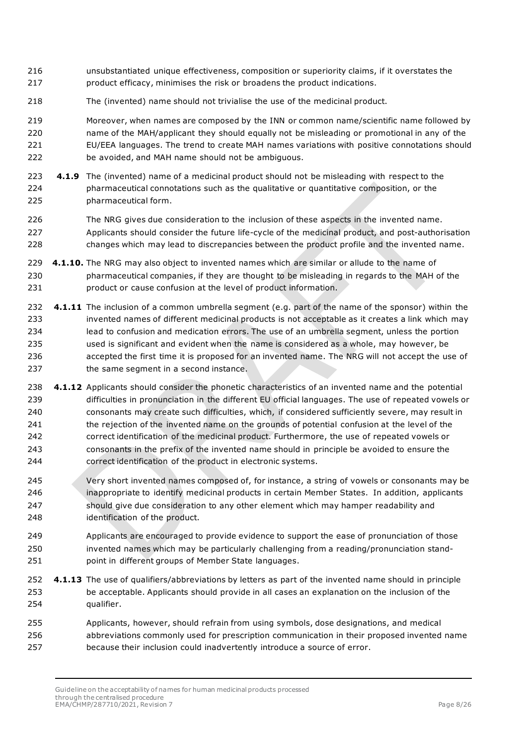unsubstantiated unique effectiveness, composition or superiority claims, if it overstates the product efficacy, minimises the risk or broadens the product indications.

The (invented) name should not trivialise the use of the medicinal product.

Moreover, when names are composed by the INN or common name/scientific name followed by name of the MAH/applicant they should equally not be misleading or promotional in any of the EU/EEA languages. The trend to create MAH names variations with positive connotations should be avoided, and MAH name should not be ambiguous.

**4.1.9** The (invented) name of a medicinal product should not be misleading with respect to the pharmaceutical connotations such as the qualitative or quantitative composition, or the pharmaceutical form.

The NRG gives due consideration to the inclusion of these aspects in the invented name. Applicants should consider the future life-cycle of the medicinal product, and post-authorisation changes which may lead to discrepancies between the product profile and the invented name.

**4.1.10.** The NRG may also object to invented names which are similar or allude to the name of pharmaceutical companies, if they are thought to be misleading in regards to the MAH of the product or cause confusion at the level of product information.

**4.1.11** The inclusion of a common umbrella segment (e.g. part of the name of the sponsor) within the invented names of different medicinal products is not acceptable as it creates a link which may lead to confusion and medication errors. The use of an umbrella segment, unless the portion used is significant and evident when the name is considered as a whole, may however, be accepted the first time it is proposed for an invented name. The NRG will not accept the use of the same segment in a second instance.

**4.1.12** Applicants should consider the phonetic characteristics of an invented name and the potential difficulties in pronunciation in the different EU official languages. The use of repeated vowels or consonants may create such difficulties, which, if considered sufficiently severe, may result in the rejection of the invented name on the grounds of potential confusion at the level of the correct identification of the medicinal product. Furthermore, the use of repeated vowels or consonants in the prefix of the invented name should in principle be avoided to ensure the correct identification of the product in electronic systems.

Very short invented names composed of, for instance, a string of vowels or consonants may be inappropriate to identify medicinal products in certain Member States. In addition, applicants should give due consideration to any other element which may hamper readability and identification of the product.

Applicants are encouraged to provide evidence to support the ease of pronunciation of those invented names which may be particularly challenging from a reading/pronunciation standpoint in different groups of Member State languages.

**4.1.13** The use of qualifiers/abbreviations by letters as part of the invented name should in principle be acceptable. Applicants should provide in all cases an explanation on the inclusion of the qualifier.

Applicants, however, should refrain from using symbols, dose designations, and medical abbreviations commonly used for prescription communication in their proposed invented name because their inclusion could inadvertently introduce a source of error.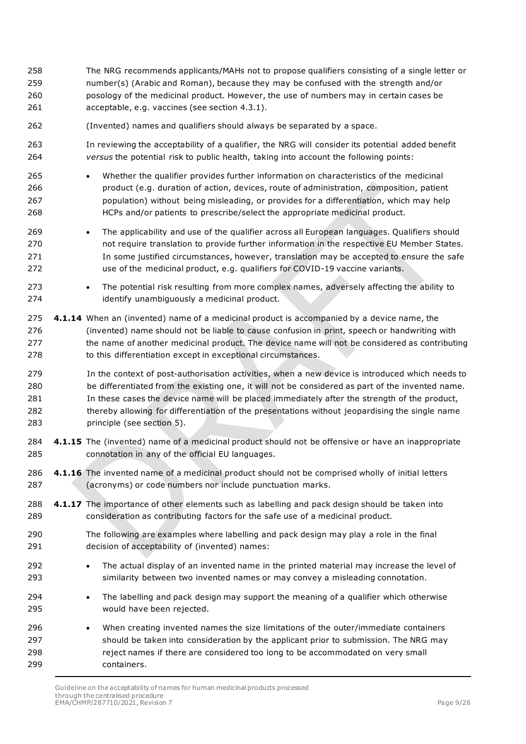The NRG recommends applicants/MAHs not to propose qualifiers consisting of a single letter or number(s) (Arabic and Roman), because they may be confused with the strength and/or posology of the medicinal product. However, the use of numbers may in certain cases be acceptable, e.g. vaccines (see section 4.3.1).

(Invented) names and qualifiers should always be separated by a space.

In reviewing the acceptability of a qualifier, the NRG will consider its potential added benefit *versus* the potential risk to public health, taking into account the following points:

- Whether the qualifier provides further information on characteristics of the medicinal product (e.g. duration of action, devices, route of administration, composition, patient population) without being misleading, or provides for a differentiation, which may help HCPs and/or patients to prescribe/select the appropriate medicinal product.
- The applicability and use of the qualifier across all European languages. Qualifiers should not require translation to provide further information in the respective EU Member States. In some justified circumstances, however, translation may be accepted to ensure the safe use of the medicinal product, e.g. qualifiers for COVID-19 vaccine variants.
- The potential risk resulting from more complex names, adversely affecting the ability to identify unambiguously a medicinal product.

**4.1.14** When an (invented) name of a medicinal product is accompanied by a device name, the (invented) name should not be liable to cause confusion in print, speech or handwriting with the name of another medicinal product. The device name will not be considered as contributing to this differentiation except in exceptional circumstances.

In the context of post-authorisation activities, when a new device is introduced which needs to be differentiated from the existing one, it will not be considered as part of the invented name. In these cases the device name will be placed immediately after the strength of the product, thereby allowing for differentiation of the presentations without jeopardising the single name principle (see section 5).

**4.1.15** The (invented) name of a medicinal product should not be offensive or have an inappropriate connotation in any of the official EU languages.

**4.1.16** The invented name of a medicinal product should not be comprised wholly of initial letters (acronyms) or code numbers nor include punctuation marks.

**4.1.17** The importance of other elements such as labelling and pack design should be taken into consideration as contributing factors for the safe use of a medicinal product.

The following are examples where labelling and pack design may play a role in the final decision of acceptability of (invented) names:

- The actual display of an invented name in the printed material may increase the level of similarity between two invented names or may convey a misleading connotation.
- The labelling and pack design may support the meaning of a qualifier which otherwise would have been rejected.
- When creating invented names the size limitations of the outer/immediate containers should be taken into consideration by the applicant prior to submission. The NRG may reject names if there are considered too long to be accommodated on very small containers.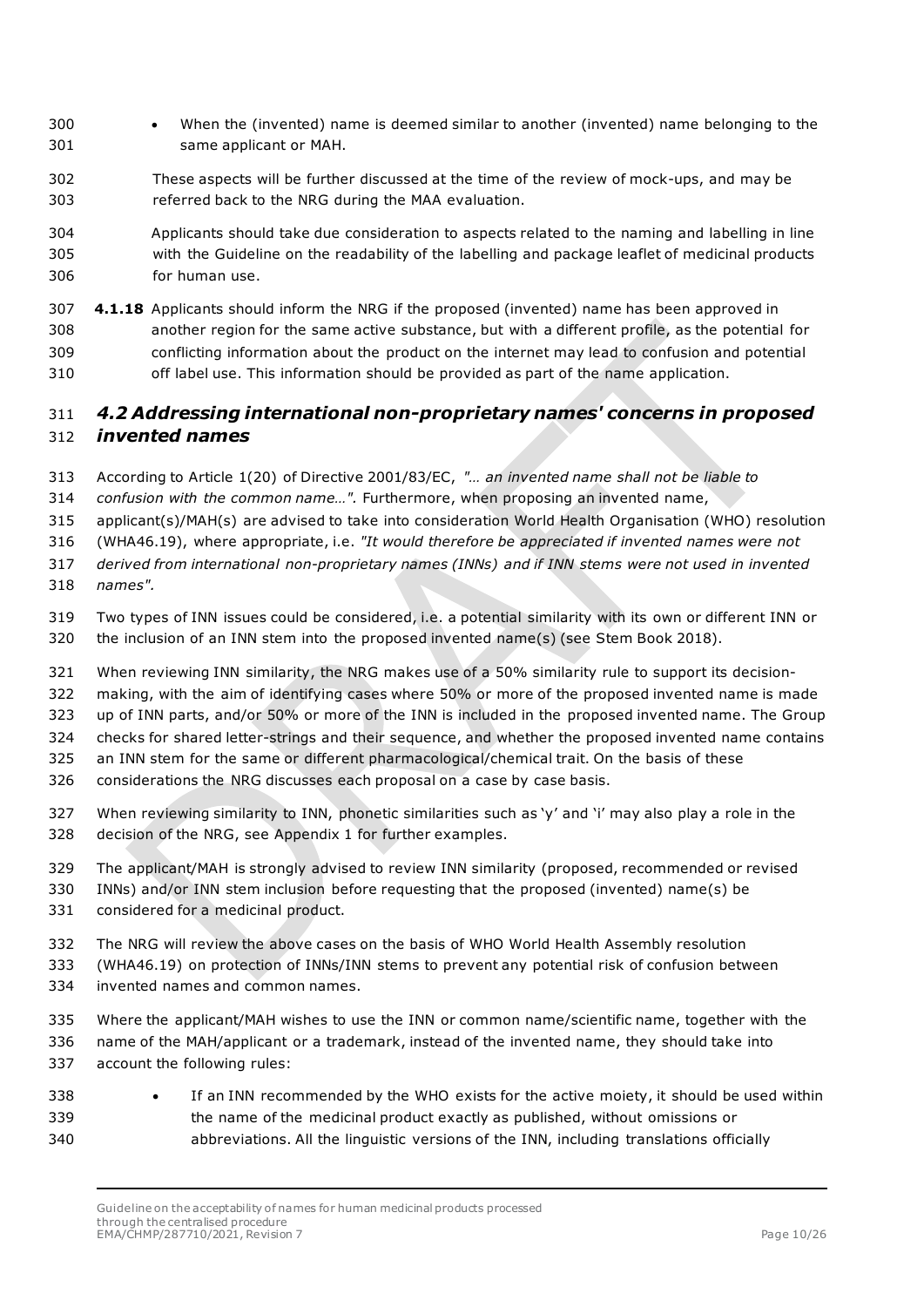- When the (invented) name is deemed similar to another (invented) name belonging to the same applicant or MAH.

These aspects will be further discussed at the time of the review of mock-ups, and may be referred back to the NRG during the MAA evaluation.

Applicants should take due consideration to aspects related to the naming and labelling in line with the Guideline on the readability of the labelling and package leaflet of medicinal products for human use.

**4.1.18** Applicants should inform the NRG if the proposed (invented) name has been approved in another region for the same active substance, but with a different profile, as the potential for conflicting information about the product on the internet may lead to confusion and potential off label use. This information should be provided as part of the name application.

## 4.2 Addressing international non-proprietary names' concerns in proposed invented names

According to Article 1(20) of Directive 2001/83/EC, *"… an invented name shall not be liable to confusion with the common name…".* Furthermore, when proposing an invented name, applicant(s)/MAH(s) are advised to take into consideration World Health Organisation (WHO) resolution (WHA46.19), where appropriate, i.e. *"It would therefore be appreciated if invented names were not derived from international non-proprietary names (INNs) and if INN stems were not used in invented names".*

Two types of INN issues could be considered, i.e. a potential similarity with its own or different INN or the inclusion of an INN stem into the proposed invented name(s) (see Stem Book 2018).

When reviewing INN similarity, the NRG makes use of a 50% similarity rule to support its decision-making, with the aim of identifying cases where 50% or more of the proposed invented name is made up of INN parts, and/or 50% or more of the INN is included in the proposed invented name. The Group checks for shared letter-strings and their sequence, and whether the proposed invented name contains an INN stem for the same or different pharmacological/chemical trait. On the basis of these considerations the NRG discusses each proposal on a case by case basis.

When reviewing similarity to INN, phonetic similarities such as 'y' and 'i' may also play a role in the decision of the NRG, see Appendix 1 for further examples.

The applicant/MAH is strongly advised to review INN similarity (proposed, recommended or revised INNs) and/or INN stem inclusion before requesting that the proposed (invented) name(s) be considered for a medicinal product.

The NRG will review the above cases on the basis of WHO World Health Assembly resolution (WHA46.19) on protection of INNs/INN stems to prevent any potential risk of confusion between invented names and common names.

Where the applicant/MAH wishes to use the INN or common name/scientific name, together with the name of the MAH/applicant or a trademark, instead of the invented name, they should take into account the following rules:

- If an INN recommended by the WHO exists for the active moiety, it should be used within the name of the medicinal product exactly as published, without omissions or abbreviations. All the linguistic versions of the INN, including translations officially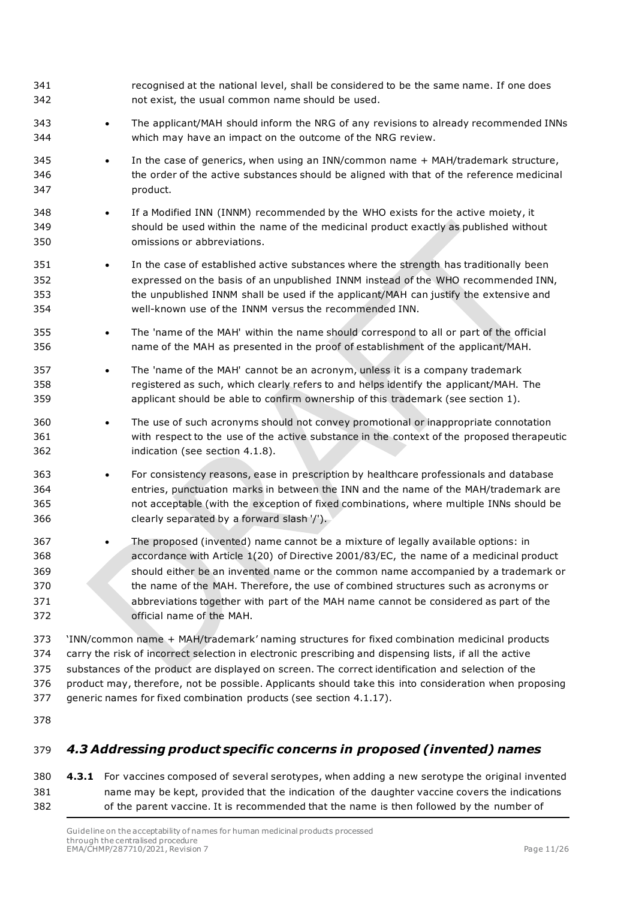recognised at the national level, shall be considered to be the same name. If one does not exist, the usual common name should be used.

- The applicant/MAH should inform the NRG of any revisions to already recommended INNs which may have an impact on the outcome of the NRG review.
- In the case of generics, when using an INN/common name + MAH/trademark structure, the order of the active substances should be aligned with that of the reference medicinal product.
- If a Modified INN (INNM) recommended by the WHO exists for the active moiety, it should be used within the name of the medicinal product exactly as published without omissions or abbreviations.
- In the case of established active substances where the strength has traditionally been expressed on the basis of an unpublished INNM instead of the WHO recommended INN, the unpublished INNM shall be used if the applicant/MAH can justify the extensive and well-known use of the INNM versus the recommended INN.
- The 'name of the MAH' within the name should correspond to all or part of the official name of the MAH as presented in the proof of establishment of the applicant/MAH.
- The 'name of the MAH' cannot be an acronym, unless it is a company trademark registered as such, which clearly refers to and helps identify the applicant/MAH. The applicant should be able to confirm ownership of this trademark (see section 1).
- The use of such acronyms should not convey promotional or inappropriate connotation with respect to the use of the active substance in the context of the proposed therapeutic indication (see section 4.1.8).
- For consistency reasons, ease in prescription by healthcare professionals and database entries, punctuation marks in between the INN and the name of the MAH/trademark are not acceptable (with the exception of fixed combinations, where multiple INNs should be clearly separated by a forward slash '/').
- The proposed (invented) name cannot be a mixture of legally available options: in accordance with Article 1(20) of Directive 2001/83/EC, the name of a medicinal product should either be an invented name or the common name accompanied by a trademark or the name of the MAH. Therefore, the use of combined structures such as acronyms or abbreviations together with part of the MAH name cannot be considered as part of the official name of the MAH.

'INN/common name + MAH/trademark' naming structures for fixed combination medicinal products carry the risk of incorrect selection in electronic prescribing and dispensing lists, if all the active substances of the product are displayed on screen. The correct identification and selection of the product may, therefore, not be possible. Applicants should take this into consideration when proposing generic names for fixed combination products (see section 4.1.17).

## *4.3 Addressing product specific concerns in proposed (invented) names*

**4.3.1** For vaccines composed of several serotypes, when adding a new serotype the original invented name may be kept, provided that the indication of the daughter vaccine covers the indications of the parent vaccine. It is recommended that the name is then followed by the number of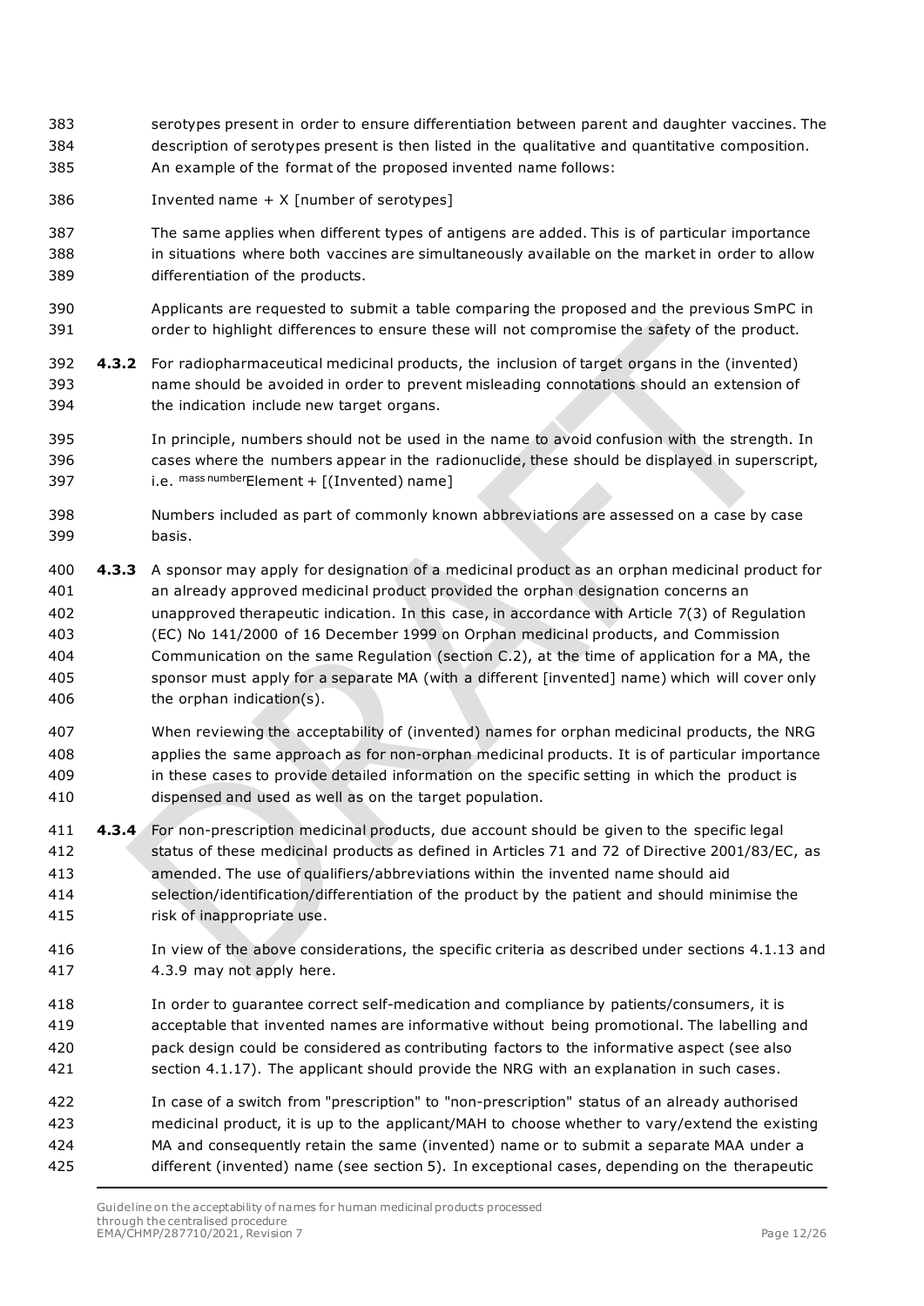serotypes present in order to ensure differentiation between parent and daughter vaccines. The description of serotypes present is then listed in the qualitative and quantitative composition. An example of the format of the proposed invented name follows:

Invented name + X [number of serotypes]

The same applies when different types of antigens are added. This is of particular importance in situations where both vaccines are simultaneously available on the market in order to allow differentiation of the products.

Applicants are requested to submit a table comparing the proposed and the previous SmPC in order to highlight differences to ensure these will not compromise the safety of the product.

**4.3.2** For radiopharmaceutical medicinal products, the inclusion of target organs in the (invented) name should be avoided in order to prevent misleading connotations should an extension of the indication include new target organs.

In principle, numbers should not be used in the name to avoid confusion with the strength. In cases where the numbers appear in the radionuclide, these should be displayed in superscript, i.e. $^{\text{mass number}}$Element + [(Invented) name]

Numbers included as part of commonly known abbreviations are assessed on a case by case basis.

**4.3.3** A sponsor may apply for designation of a medicinal product as an orphan medicinal product for an already approved medicinal product provided the orphan designation concerns an unapproved therapeutic indication. In this case, in accordance with Article 7(3) of Regulation (EC) No 141/2000 of 16 December 1999 on Orphan medicinal products, and Commission Communication on the same Regulation (section C.2), at the time of application for a MA, the sponsor must apply for a separate MA (with a different [invented] name) which will cover only the orphan indication(s).

When reviewing the acceptability of (invented) names for orphan medicinal products, the NRG applies the same approach as for non-orphan medicinal products. It is of particular importance in these cases to provide detailed information on the specific setting in which the product is dispensed and used as well as on the target population.

**4.3.4** For non-prescription medicinal products, due account should be given to the specific legal status of these medicinal products as defined in Articles 71 and 72 of Directive 2001/83/EC, as amended. The use of qualifiers/abbreviations within the invented name should aid selection/identification/differentiation of the product by the patient and should minimise the risk of inappropriate use.

In view of the above considerations, the specific criteria as described under sections 4.1.13 and 4.3.9 may not apply here.

In order to guarantee correct self-medication and compliance by patients/consumers, it is acceptable that invented names are informative without being promotional. The labelling and pack design could be considered as contributing factors to the informative aspect (see also section 4.1.17). The applicant should provide the NRG with an explanation in such cases.

In case of a switch from "prescription" to "non-prescription" status of an already authorised medicinal product, it is up to the applicant/MAH to choose whether to vary/extend the existing MA and consequently retain the same (invented) name or to submit a separate MAA under a different (invented) name (see section 5). In exceptional cases, depending on the therapeutic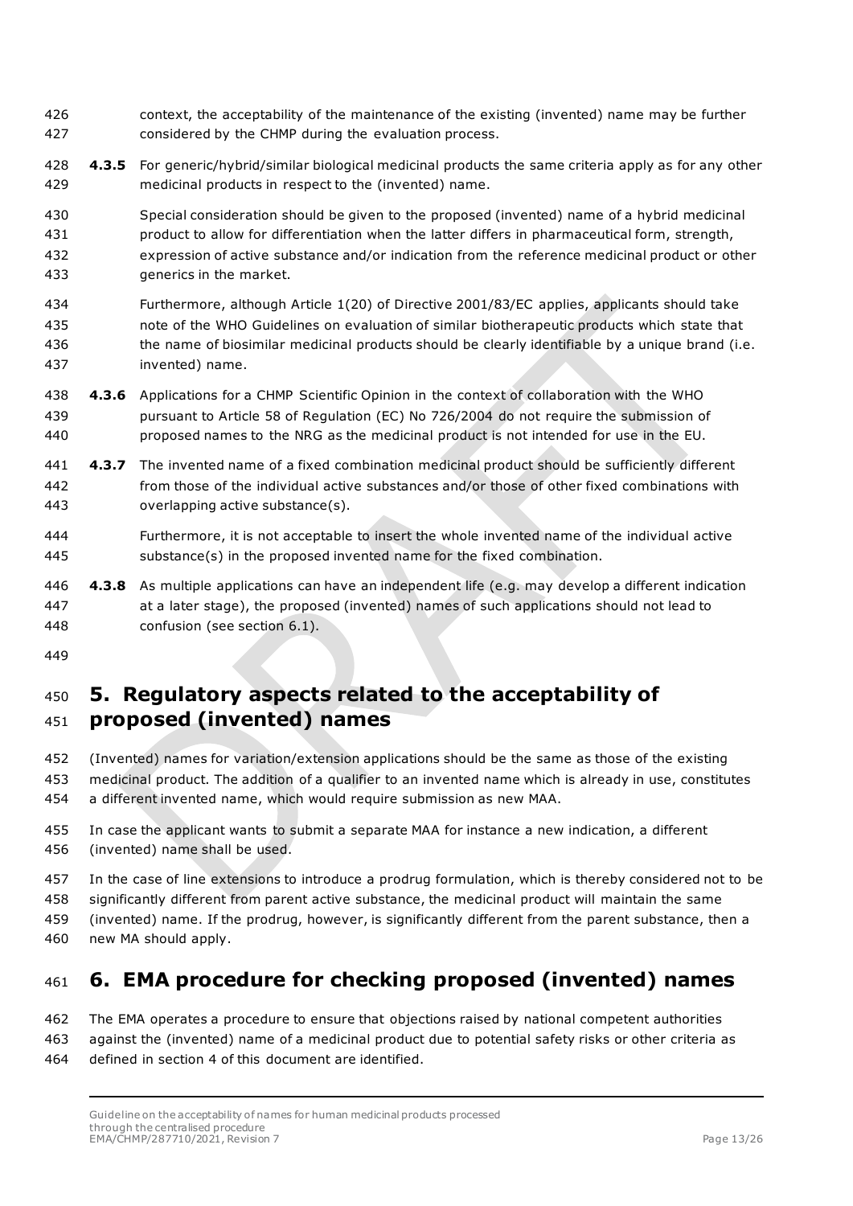context, the acceptability of the maintenance of the existing (invented) name may be further considered by the CHMP during the evaluation process.

**4.3.5** For generic/hybrid/similar biological medicinal products the same criteria apply as for any other medicinal products in respect to the (invented) name.

Special consideration should be given to the proposed (invented) name of a hybrid medicinal product to allow for differentiation when the latter differs in pharmaceutical form, strength, expression of active substance and/or indication from the reference medicinal product or other generics in the market.

Furthermore, although Article 1(20) of Directive 2001/83/EC applies, applicants should take note of the WHO Guidelines on evaluation of similar biotherapeutic products which state that the name of biosimilar medicinal products should be clearly identifiable by a unique brand (i.e. invented) name.

**4.3.6** Applications for a CHMP Scientific Opinion in the context of collaboration with the WHO pursuant to Article 58 of Regulation (EC) No 726/2004 do not require the submission of proposed names to the NRG as the medicinal product is not intended for use in the EU.

**4.3.7** The invented name of a fixed combination medicinal product should be sufficiently different from those of the individual active substances and/or those of other fixed combinations with overlapping active substance(s).

Furthermore, it is not acceptable to insert the whole invented name of the individual active substance(s) in the proposed invented name for the fixed combination.

**4.3.8** As multiple applications can have an independent life (e.g. may develop a different indication at a later stage), the proposed (invented) names of such applications should not lead to confusion (see section 6.1).

# 5. Regulatory aspects related to the acceptability of proposed (invented) names

(Invented) names for variation/extension applications should be the same as those of the existing medicinal product. The addition of a qualifier to an invented name which is already in use, constitutes a different invented name, which would require submission as new MAA.

In case the applicant wants to submit a separate MAA for instance a new indication, a different (invented) name shall be used.

In the case of line extensions to introduce a prodrug formulation, which is thereby considered not to be significantly different from parent active substance, the medicinal product will maintain the same (invented) name. If the prodrug, however, is significantly different from the parent substance, then a new MA should apply.

# 6. EMA procedure for checking proposed (invented) names

The EMA operates a procedure to ensure that objections raised by national competent authorities against the (invented) name of a medicinal product due to potential safety risks or other criteria as defined in section 4 of this document are identified.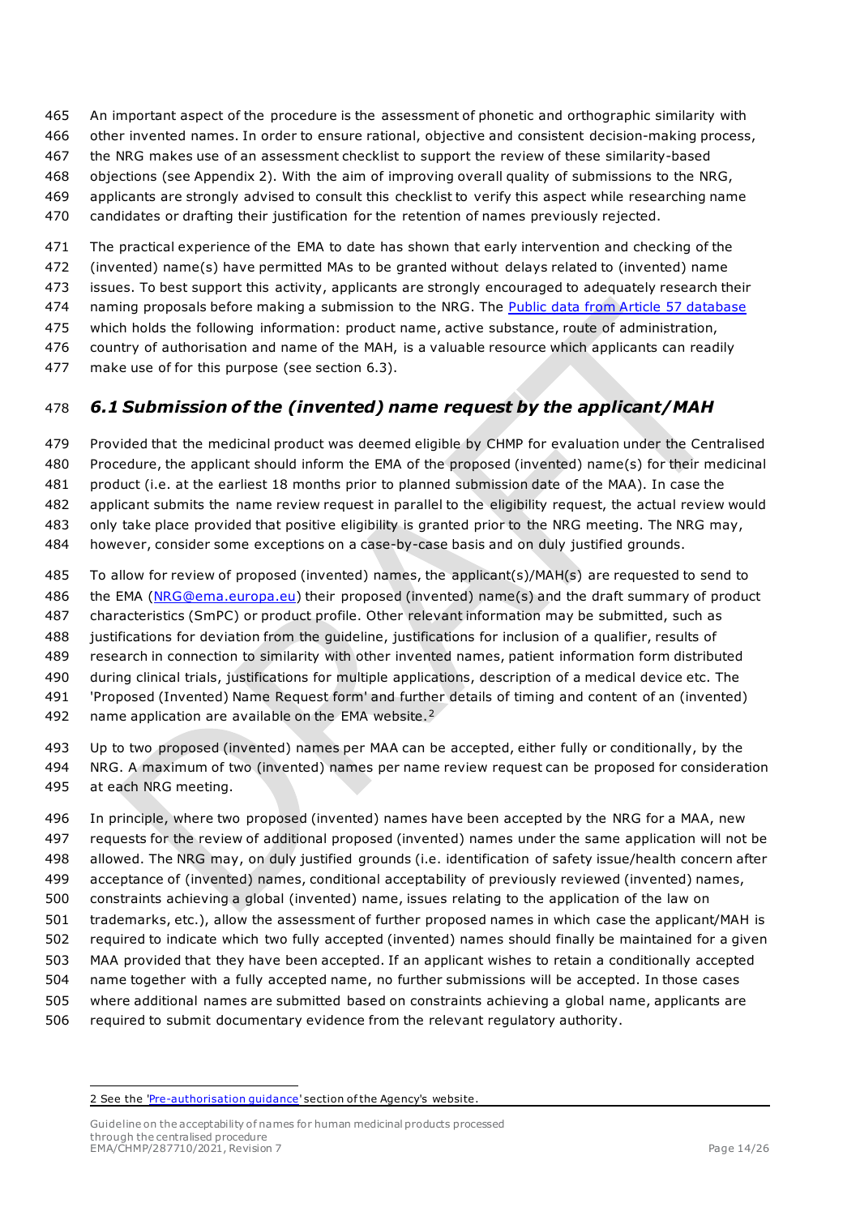An important aspect of the procedure is the assessment of phonetic and orthographic similarity with other invented names. In order to ensure rational, objective and consistent decision-making process, the NRG makes use of an assessment checklist to support the review of these similarity-based objections (see Appendix 2). With the aim of improving overall quality of submissions to the NRG, applicants are strongly advised to consult this checklist to verify this aspect while researching name candidates or drafting their justification for the retention of names previously rejected.

The practical experience of the EMA to date has shown that early intervention and checking of the (invented) name(s) have permitted MAs to be granted without delays related to (invented) name issues. To best support this activity, applicants are strongly encouraged to adequately research their naming proposals before making a submission to the NRG. The Public data from Article 57 database which holds the following information: product name, active substance, route of administration, country of authorisation and name of the MAH, is a valuable resource which applicants can readily make use of for this purpose (see section 6.3).

## *6.1 Submission of the (invented) name request by the applicant/MAH*

Provided that the medicinal product was deemed eligible by CHMP for evaluation under the Centralised Procedure, the applicant should inform the EMA of the proposed (invented) name(s) for their medicinal product (i.e. at the earliest 18 months prior to planned submission date of the MAA). In case the applicant submits the name review request in parallel to the eligibility request, the actual review would only take place provided that positive eligibility is granted prior to the NRG meeting. The NRG may, however, consider some exceptions on a case-by-case basis and on duly justified grounds.

To allow for review of proposed (invented) names, the applicant(s)/MAH(s) are requested to send to the EMA (NRG@ema.europa.eu) their proposed (invented) name(s) and the draft summary of product characteristics (SmPC) or product profile. Other relevant information may be submitted, such as justifications for deviation from the guideline, justifications for inclusion of a qualifier, results of research in connection to similarity with other invented names, patient information form distributed during clinical trials, justifications for multiple applications, description of a medical device etc. The 'Proposed (Invented) Name Request form' and further details of timing and content of an (invented) name application are available on the EMA website.[2]

Up to two proposed (invented) names per MAA can be accepted, either fully or conditionally, by the NRG. A maximum of two (invented) names per name review request can be proposed for consideration at each NRG meeting.

In principle, where two proposed (invented) names have been accepted by the NRG for a MAA, new requests for the review of additional proposed (invented) names under the same application will not be allowed. The NRG may, on duly justified grounds (i.e. identification of safety issue/health concern after acceptance of (invented) names, conditional acceptability of previously reviewed (invented) names, constraints achieving a global (invented) name, issues relating to the application of the law on trademarks, etc.), allow the assessment of further proposed names in which case the applicant/MAH is required to indicate which two fully accepted (invented) names should finally be maintained for a given MAA provided that they have been accepted. If an applicant wishes to retain a conditionally accepted name together with a fully accepted name, no further submissions will be accepted. In those cases where additional names are submitted based on constraints achieving a global name, applicants are required to submit documentary evidence from the relevant regulatory authority.

---

2 See the 'Pre-authorisation guidance' section of the Agency's website.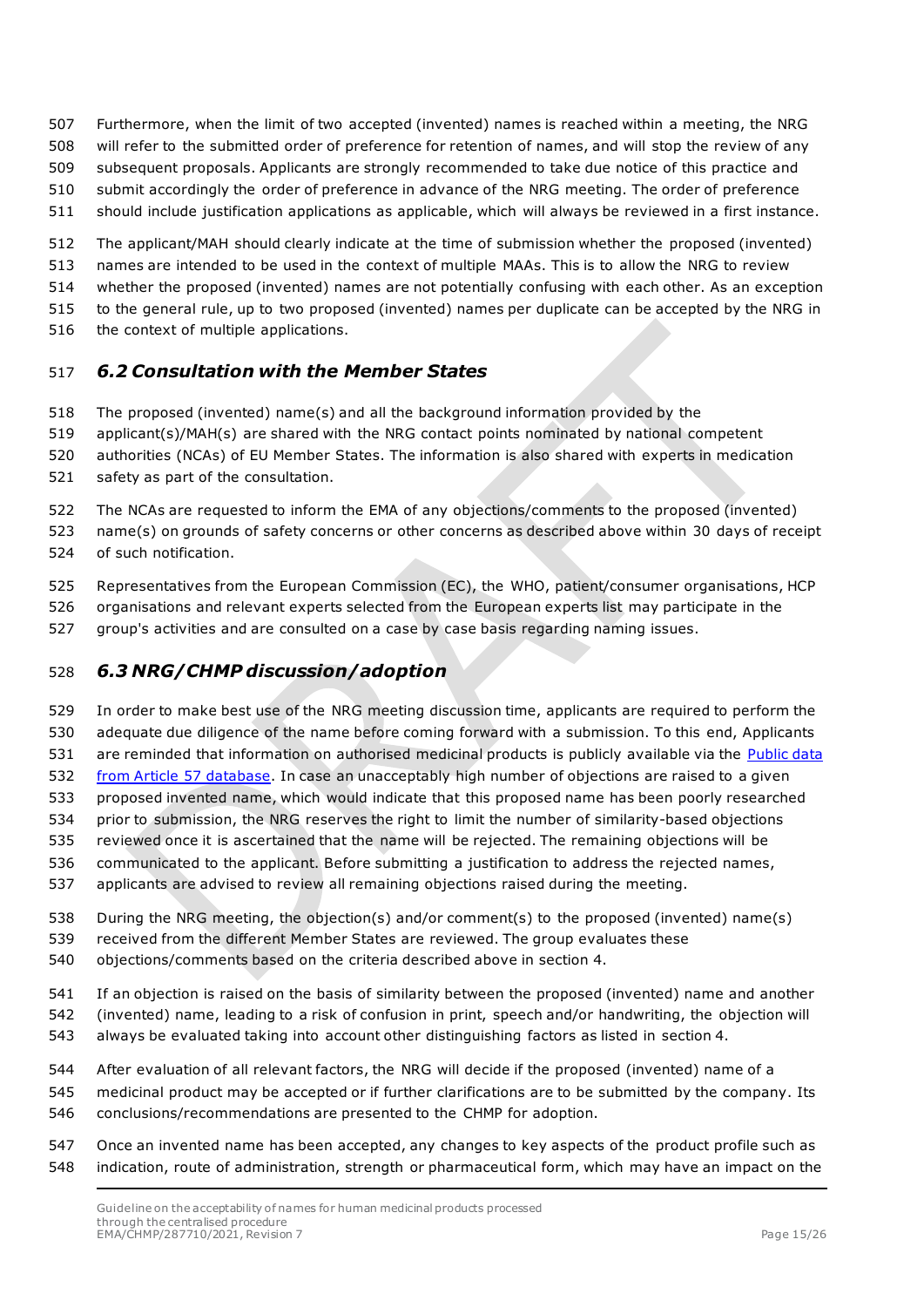Furthermore, when the limit of two accepted (invented) names is reached within a meeting, the NRG will refer to the submitted order of preference for retention of names, and will stop the review of any subsequent proposals. Applicants are strongly recommended to take due notice of this practice and submit accordingly the order of preference in advance of the NRG meeting. The order of preference should include justification applications as applicable, which will always be reviewed in a first instance.

The applicant/MAH should clearly indicate at the time of submission whether the proposed (invented) names are intended to be used in the context of multiple MAAs. This is to allow the NRG to review whether the proposed (invented) names are not potentially confusing with each other. As an exception to the general rule, up to two proposed (invented) names per duplicate can be accepted by the NRG in the context of multiple applications.

### *6.2 Consultation with the Member States*

The proposed (invented) name(s) and all the background information provided by the applicant(s)/MAH(s) are shared with the NRG contact points nominated by national competent authorities (NCAs) of EU Member States. The information is also shared with experts in medication safety as part of the consultation.

The NCAs are requested to inform the EMA of any objections/comments to the proposed (invented) name(s) on grounds of safety concerns or other concerns as described above within 30 days of receipt of such notification.

Representatives from the European Commission (EC), the WHO, patient/consumer organisations, HCP organisations and relevant experts selected from the European experts list may participate in the group's activities and are consulted on a case by case basis regarding naming issues.

### *6.3 NRG/CHMP discussion/adoption*

In order to make best use of the NRG meeting discussion time, applicants are required to perform the adequate due diligence of the name before coming forward with a submission. To this end, Applicants are reminded that information on authorised medicinal products is publicly available via the Public data from Article 57 database. In case an unacceptably high number of objections are raised to a given proposed invented name, which would indicate that this proposed name has been poorly researched prior to submission, the NRG reserves the right to limit the number of similarity-based objections reviewed once it is ascertained that the name will be rejected. The remaining objections will be communicated to the applicant. Before submitting a justification to address the rejected names, applicants are advised to review all remaining objections raised during the meeting.

During the NRG meeting, the objection(s) and/or comment(s) to the proposed (invented) name(s) received from the different Member States are reviewed. The group evaluates these objections/comments based on the criteria described above in section 4.

If an objection is raised on the basis of similarity between the proposed (invented) name and another (invented) name, leading to a risk of confusion in print, speech and/or handwriting, the objection will always be evaluated taking into account other distinguishing factors as listed in section 4.

After evaluation of all relevant factors, the NRG will decide if the proposed (invented) name of a medicinal product may be accepted or if further clarifications are to be submitted by the company. Its conclusions/recommendations are presented to the CHMP for adoption.

Once an invented name has been accepted, any changes to key aspects of the product profile such as indication, route of administration, strength or pharmaceutical form, which may have an impact on the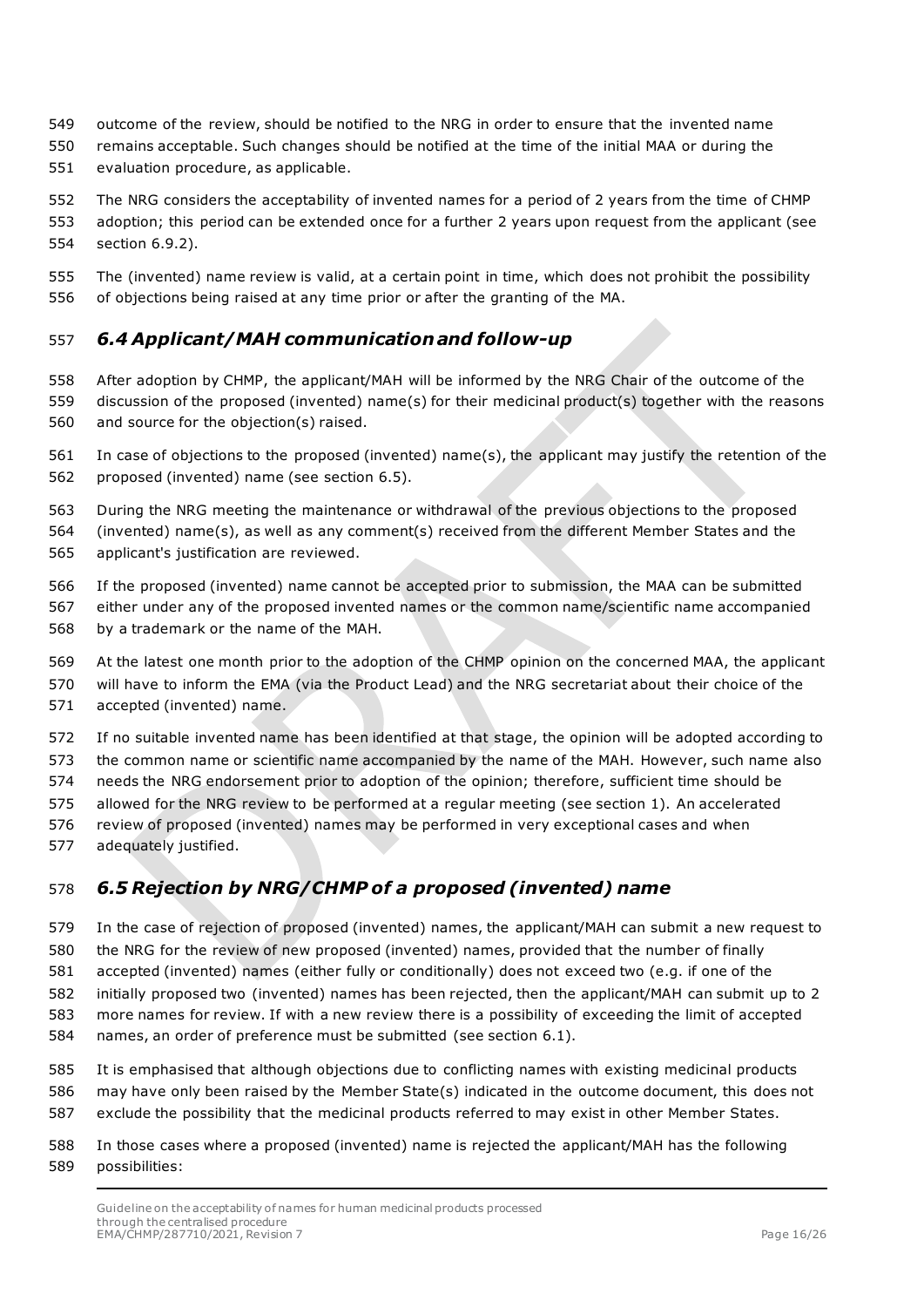outcome of the review, should be notified to the NRG in order to ensure that the invented name remains acceptable. Such changes should be notified at the time of the initial MAA or during the evaluation procedure, as applicable.

The NRG considers the acceptability of invented names for a period of 2 years from the time of CHMP adoption; this period can be extended once for a further 2 years upon request from the applicant (see section 6.9.2).

The (invented) name review is valid, at a certain point in time, which does not prohibit the possibility of objections being raised at any time prior or after the granting of the MA.

## *6.4 Applicant/MAH communication and follow-up*

After adoption by CHMP, the applicant/MAH will be informed by the NRG Chair of the outcome of the discussion of the proposed (invented) name(s) for their medicinal product(s) together with the reasons and source for the objection(s) raised.

In case of objections to the proposed (invented) name(s), the applicant may justify the retention of the proposed (invented) name (see section 6.5).

During the NRG meeting the maintenance or withdrawal of the previous objections to the proposed (invented) name(s), as well as any comment(s) received from the different Member States and the applicant's justification are reviewed.

If the proposed (invented) name cannot be accepted prior to submission, the MAA can be submitted either under any of the proposed invented names or the common name/scientific name accompanied by a trademark or the name of the MAH.

At the latest one month prior to the adoption of the CHMP opinion on the concerned MAA, the applicant will have to inform the EMA (via the Product Lead) and the NRG secretariat about their choice of the accepted (invented) name.

If no suitable invented name has been identified at that stage, the opinion will be adopted according to the common name or scientific name accompanied by the name of the MAH. However, such name also needs the NRG endorsement prior to adoption of the opinion; therefore, sufficient time should be allowed for the NRG review to be performed at a regular meeting (see section 1). An accelerated review of proposed (invented) names may be performed in very exceptional cases and when adequately justified.

## *6.5 Rejection by NRG/CHMP of a proposed (invented) name*

In the case of rejection of proposed (invented) names, the applicant/MAH can submit a new request to the NRG for the review of new proposed (invented) names, provided that the number of finally accepted (invented) names (either fully or conditionally) does not exceed two (e.g. if one of the initially proposed two (invented) names has been rejected, then the applicant/MAH can submit up to 2 more names for review. If with a new review there is a possibility of exceeding the limit of accepted names, an order of preference must be submitted (see section 6.1).

It is emphasised that although objections due to conflicting names with existing medicinal products may have only been raised by the Member State(s) indicated in the outcome document, this does not exclude the possibility that the medicinal products referred to may exist in other Member States.

In those cases where a proposed (invented) name is rejected the applicant/MAH has the following possibilities: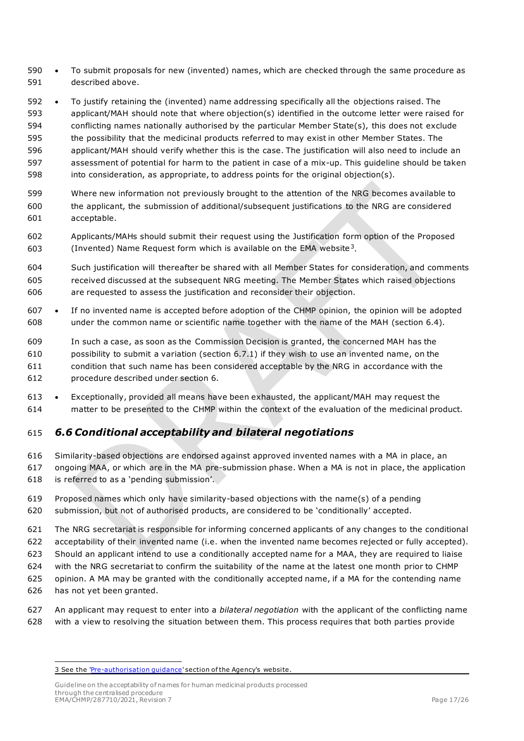- To submit proposals for new (invented) names, which are checked through the same procedure as described above.
- To justify retaining the (invented) name addressing specifically all the objections raised. The applicant/MAH should note that where objection(s) identified in the outcome letter were raised for conflicting names nationally authorised by the particular Member State(s), this does not exclude the possibility that the medicinal products referred to may exist in other Member States. The applicant/MAH should verify whether this is the case. The justification will also need to include an assessment of potential for harm to the patient in case of a mix-up. This guideline should be taken into consideration, as appropriate, to address points for the original objection(s).

  Where new information not previously brought to the attention of the NRG becomes available to the applicant, the submission of additional/subsequent justifications to the NRG are considered acceptable.

  Applicants/MAHs should submit their request using the Justification form option of the Proposed (Invented) Name Request form which is available on the EMA website[3].

  Such justification will thereafter be shared with all Member States for consideration, and comments received discussed at the subsequent NRG meeting. The Member States which raised objections are requested to assess the justification and reconsider their objection.
- If no invented name is accepted before adoption of the CHMP opinion, the opinion will be adopted under the common name or scientific name together with the name of the MAH (section 6.4).

  In such a case, as soon as the Commission Decision is granted, the concerned MAH has the possibility to submit a variation (section 6.7.1) if they wish to use an invented name, on the condition that such name has been considered acceptable by the NRG in accordance with the procedure described under section 6.
- Exceptionally, provided all means have been exhausted, the applicant/MAH may request the matter to be presented to the CHMP within the context of the evaluation of the medicinal product.

## *6.6 Conditional acceptability and bilateral negotiations*

Similarity-based objections are endorsed against approved invented names with a MA in place, an ongoing MAA, or which are in the MA pre-submission phase. When a MA is not in place, the application is referred to as a 'pending submission'.

Proposed names which only have similarity-based objections with the name(s) of a pending submission, but not of authorised products, are considered to be 'conditionally' accepted.

The NRG secretariat is responsible for informing concerned applicants of any changes to the conditional acceptability of their invented name (i.e. when the invented name becomes rejected or fully accepted). Should an applicant intend to use a conditionally accepted name for a MAA, they are required to liaise with the NRG secretariat to confirm the suitability of the name at the latest one month prior to CHMP opinion. A MA may be granted with the conditionally accepted name, if a MA for the contending name has not yet been granted.

An applicant may request to enter into a *bilateral negotiation* with the applicant of the conflicting name with a view to resolving the situation between them. This process requires that both parties provide

---

3 See the 'Pre-authorisation guidance' section of the Agency's website.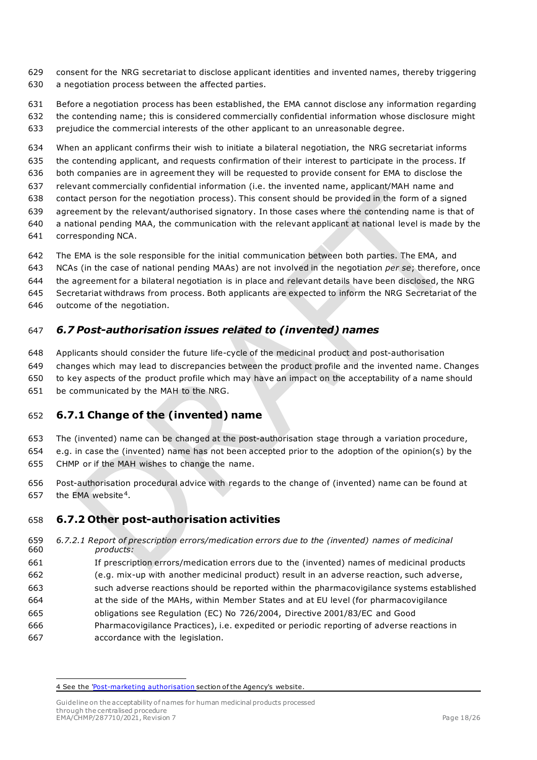consent for the NRG secretariat to disclose applicant identities and invented names, thereby triggering a negotiation process between the affected parties.

Before a negotiation process has been established, the EMA cannot disclose any information regarding the contending name; this is considered commercially confidential information whose disclosure might prejudice the commercial interests of the other applicant to an unreasonable degree.

When an applicant confirms their wish to initiate a bilateral negotiation, the NRG secretariat informs the contending applicant, and requests confirmation of their interest to participate in the process. If both companies are in agreement they will be requested to provide consent for EMA to disclose the relevant commercially confidential information (i.e. the invented name, applicant/MAH name and contact person for the negotiation process). This consent should be provided in the form of a signed agreement by the relevant/authorised signatory. In those cases where the contending name is that of a national pending MAA, the communication with the relevant applicant at national level is made by the corresponding NCA.

The EMA is the sole responsible for the initial communication between both parties. The EMA, and NCAs (in the case of national pending MAAs) are not involved in the negotiation *per se*; therefore, once the agreement for a bilateral negotiation is in place and relevant details have been disclosed, the NRG Secretariat withdraws from process. Both applicants are expected to inform the NRG Secretariat of the outcome of the negotiation.

## *6.7 Post-authorisation issues related to (invented) names*

Applicants should consider the future life-cycle of the medicinal product and post-authorisation changes which may lead to discrepancies between the product profile and the invented name. Changes to key aspects of the product profile which may have an impact on the acceptability of a name should be communicated by the MAH to the NRG.

### 6.7.1 Change of the (invented) name

The (invented) name can be changed at the post-authorisation stage through a variation procedure, e.g. in case the (invented) name has not been accepted prior to the adoption of the opinion(s) by the CHMP or if the MAH wishes to change the name.

Post-authorisation procedural advice with regards to the change of (invented) name can be found at the EMA website[4].

### 6.7.2 Other post-authorisation activities

*6.7.2.1 Report of prescription errors/medication errors due to the (invented) names of medicinal products:*

If prescription errors/medication errors due to the (invented) names of medicinal products (e.g. mix-up with another medicinal product) result in an adverse reaction, such adverse, such adverse reactions should be reported within the pharmacovigilance systems established at the side of the MAHs, within Member States and at EU level (for pharmacovigilance obligations see Regulation (EC) No 726/2004, Directive 2001/83/EC and Good Pharmacovigilance Practices), i.e. expedited or periodic reporting of adverse reactions in accordance with the legislation.

---

[4] See the 'Post-marketing authorisation section of the Agency's website.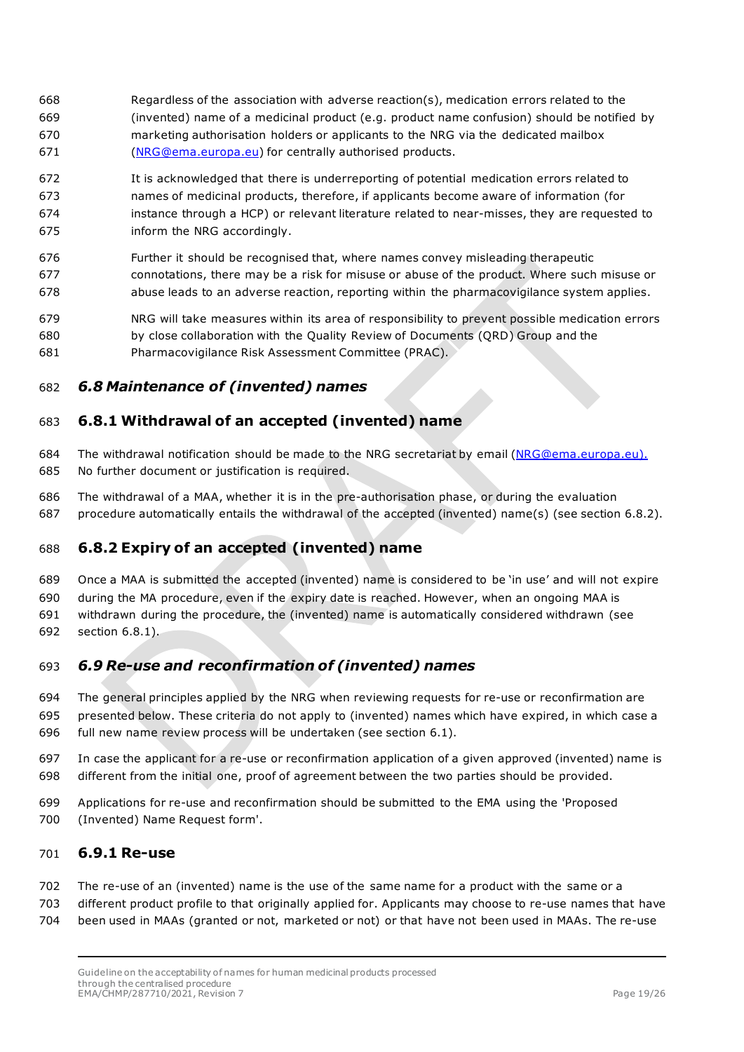Regardless of the association with adverse reaction(s), medication errors related to the (invented) name of a medicinal product (e.g. product name confusion) should be notified by marketing authorisation holders or applicants to the NRG via the dedicated mailbox (NRG@ema.europa.eu) for centrally authorised products.

It is acknowledged that there is underreporting of potential medication errors related to names of medicinal products, therefore, if applicants become aware of information (for instance through a HCP) or relevant literature related to near-misses, they are requested to inform the NRG accordingly.

Further it should be recognised that, where names convey misleading therapeutic connotations, there may be a risk for misuse or abuse of the product. Where such misuse or abuse leads to an adverse reaction, reporting within the pharmacovigilance system applies.

NRG will take measures within its area of responsibility to prevent possible medication errors by close collaboration with the Quality Review of Documents (QRD) Group and the Pharmacovigilance Risk Assessment Committee (PRAC).

## *6.8 Maintenance of (invented) names*

### 6.8.1 Withdrawal of an accepted (invented) name

The withdrawal notification should be made to the NRG secretariat by email (NRG@ema.europa.eu). No further document or justification is required.

The withdrawal of a MAA, whether it is in the pre-authorisation phase, or during the evaluation procedure automatically entails the withdrawal of the accepted (invented) name(s) (see section 6.8.2).

### 6.8.2 Expiry of an accepted (invented) name

Once a MAA is submitted the accepted (invented) name is considered to be 'in use' and will not expire during the MA procedure, even if the expiry date is reached. However, when an ongoing MAA is withdrawn during the procedure, the (invented) name is automatically considered withdrawn (see section 6.8.1).

## *6.9 Re-use and reconfirmation of (invented) names*

The general principles applied by the NRG when reviewing requests for re-use or reconfirmation are presented below. These criteria do not apply to (invented) names which have expired, in which case a full new name review process will be undertaken (see section 6.1).

In case the applicant for a re-use or reconfirmation application of a given approved (invented) name is different from the initial one, proof of agreement between the two parties should be provided.

Applications for re-use and reconfirmation should be submitted to the EMA using the 'Proposed (Invented) Name Request form'.

### 6.9.1 Re-use

The re-use of an (invented) name is the use of the same name for a product with the same or a different product profile to that originally applied for. Applicants may choose to re-use names that have been used in MAAs (granted or not, marketed or not) or that have not been used in MAAs. The re-use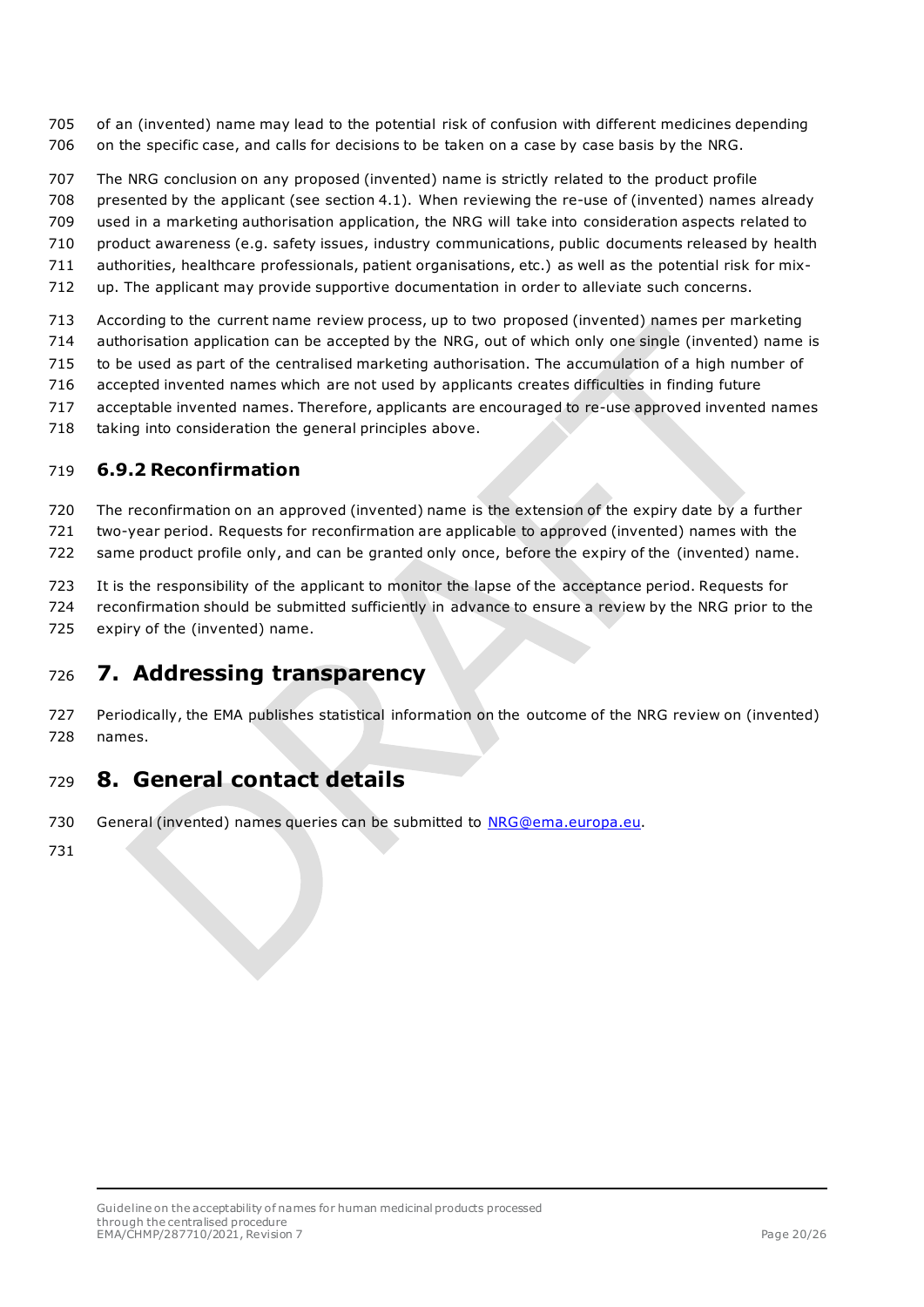of an (invented) name may lead to the potential risk of confusion with different medicines depending on the specific case, and calls for decisions to be taken on a case by case basis by the NRG.

The NRG conclusion on any proposed (invented) name is strictly related to the product profile presented by the applicant (see section 4.1). When reviewing the re-use of (invented) names already used in a marketing authorisation application, the NRG will take into consideration aspects related to product awareness (e.g. safety issues, industry communications, public documents released by health authorities, healthcare professionals, patient organisations, etc.) as well as the potential risk for mix-up. The applicant may provide supportive documentation in order to alleviate such concerns.

According to the current name review process, up to two proposed (invented) names per marketing authorisation application can be accepted by the NRG, out of which only one single (invented) name is to be used as part of the centralised marketing authorisation. The accumulation of a high number of accepted invented names which are not used by applicants creates difficulties in finding future acceptable invented names. Therefore, applicants are encouraged to re-use approved invented names taking into consideration the general principles above.

### 6.9.2 Reconfirmation

The reconfirmation on an approved (invented) name is the extension of the expiry date by a further two-year period. Requests for reconfirmation are applicable to approved (invented) names with the same product profile only, and can be granted only once, before the expiry of the (invented) name.

It is the responsibility of the applicant to monitor the lapse of the acceptance period. Requests for reconfirmation should be submitted sufficiently in advance to ensure a review by the NRG prior to the expiry of the (invented) name.

# 7. Addressing transparency

Periodically, the EMA publishes statistical information on the outcome of the NRG review on (invented) names.

# 8. General contact details

General (invented) names queries can be submitted to NRG@ema.europa.eu.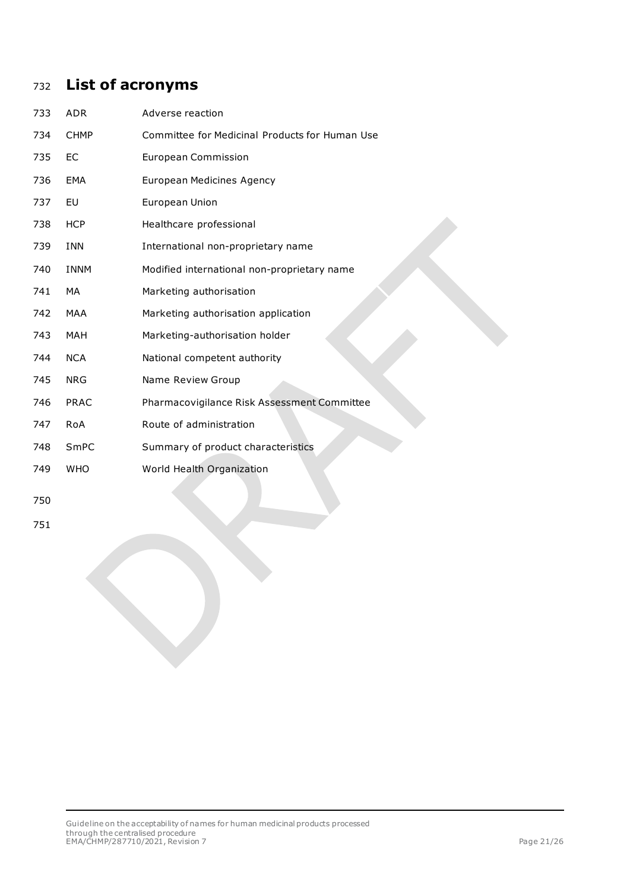# List of acronyms

| | |
|---|---|
| ADR | Adverse reaction |
| CHMP | Committee for Medicinal Products for Human Use |
| EC | European Commission |
| EMA | European Medicines Agency |
| EU | European Union |
| HCP | Healthcare professional |
| INN | International non-proprietary name |
| INNM | Modified international non-proprietary name |
| MA | Marketing authorisation |
| MAA | Marketing authorisation application |
| MAH | Marketing-authorisation holder |
| NCA | National competent authority |
| NRG | Name Review Group |
| PRAC | Pharmacovigilance Risk Assessment Committee |
| RoA | Route of administration |
| SmPC | Summary of product characteristics |
| WHO | World Health Organization |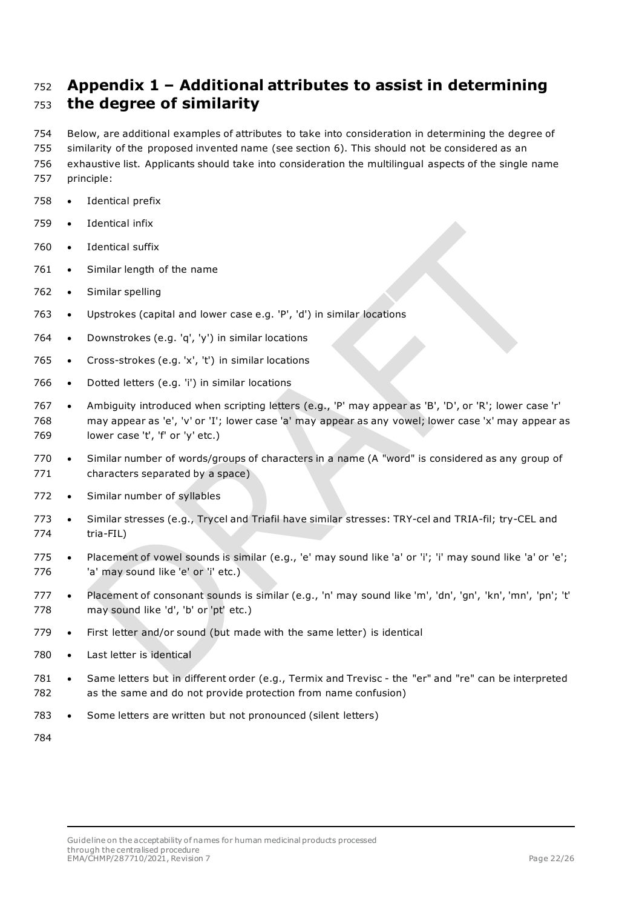# Appendix 1 – Additional attributes to assist in determining the degree of similarity

Below, are additional examples of attributes to take into consideration in determining the degree of similarity of the proposed invented name (see section 6). This should not be considered as an exhaustive list. Applicants should take into consideration the multilingual aspects of the single name principle:

- Identical prefix
- Identical infix
- Identical suffix
- Similar length of the name
- Similar spelling
- Upstrokes (capital and lower case e.g. 'P', 'd') in similar locations
- Downstrokes (e.g. 'q', 'y') in similar locations
- Cross-strokes (e.g. 'x', 't') in similar locations
- Dotted letters (e.g. 'i') in similar locations
- Ambiguity introduced when scripting letters (e.g., 'P' may appear as 'B', 'D', or 'R'; lower case 'r' may appear as 'e', 'v' or 'I'; lower case 'a' may appear as any vowel; lower case 'x' may appear as lower case 't', 'f' or 'y' etc.)
- Similar number of words/groups of characters in a name (A "word" is considered as any group of characters separated by a space)
- Similar number of syllables
- Similar stresses (e.g., Trycel and Triafil have similar stresses: TRY-cel and TRIA-fil; try-CEL and tria-FIL)
- Placement of vowel sounds is similar (e.g., 'e' may sound like 'a' or 'i'; 'i' may sound like 'a' or 'e'; 'a' may sound like 'e' or 'i' etc.)
- Placement of consonant sounds is similar (e.g., 'n' may sound like 'm', 'dn', 'gn', 'kn', 'mn', 'pn'; 't' may sound like 'd', 'b' or 'pt' etc.)
- First letter and/or sound (but made with the same letter) is identical
- Last letter is identical
- Same letters but in different order (e.g., Termix and Trevisc - the "er" and "re" can be interpreted as the same and do not provide protection from name confusion)
- Some letters are written but not pronounced (silent letters)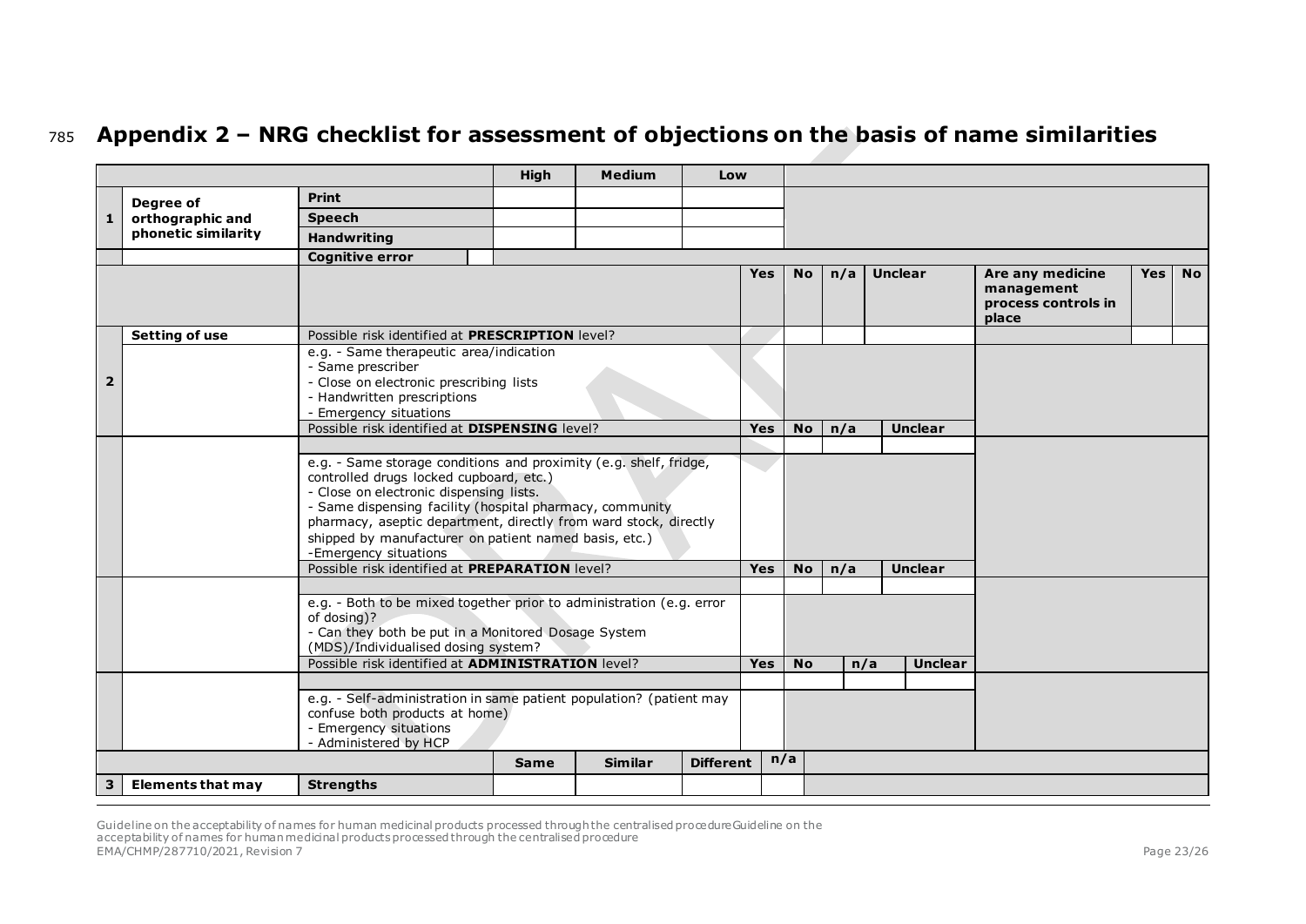## Appendix 2 – NRG checklist for assessment of objections on the basis of name similarities

| | | | High | Medium | Low | | | | | Are any medicine management process controls in place | Yes | No |
|---|---|---|---|---|---|---|---|---|---|---|---|---|
| 1 | Degree of orthographic and phonetic similarity | Print | | | | | | | | | | |
| | | Speech | | | | | | | | | | |
| | | Handwriting | | | | | | | | | | |
| | | Cognitive error | | | | | | | | | | |
| | | | | | Yes | No | n/a | Unclear | | | | |
| 2 | Setting of use | Possible risk identified at **PRESCRIPTION** level? | | | | | | | | | | |
| | | e.g. - Same therapeutic area/indication<br>- Same prescriber<br>- Close on electronic prescribing lists<br>- Handwritten prescriptions<br>- Emergency situations | | | | | | | | | | |
| | | Possible risk identified at **DISPENSING** level? | | | Yes | No | n/a | Unclear | | | | |
| | | e.g. - Same storage conditions and proximity (e.g. shelf, fridge, controlled drugs locked cupboard, etc.)<br>- Close on electronic dispensing lists.<br>- Same dispensing facility (hospital pharmacy, community pharmacy, aseptic department, directly from ward stock, directly shipped by manufacturer on patient named basis, etc.)<br>-Emergency situations | | | | | | | | | | |
| | | Possible risk identified at **PREPARATION** level? | | | Yes | No | n/a | Unclear | | | | |
| | | e.g. - Both to be mixed together prior to administration (e.g. error of dosing)?<br>- Can they both be put in a Monitored Dosage System (MDS)/Individualised dosing system? | | | | | | | | | | |
| | | Possible risk identified at **ADMINISTRATION** level? | | | Yes | No | n/a | Unclear | | | | |
| | | e.g. - Self-administration in same patient population? (patient may confuse both products at home)<br>- Emergency situations<br>- Administered by HCP | | | | | | | | | | |
| | | | Same | Similar | Different | n/a | | | | | | |
| 3 | Elements that may | Strengths | | | | | | | | | | |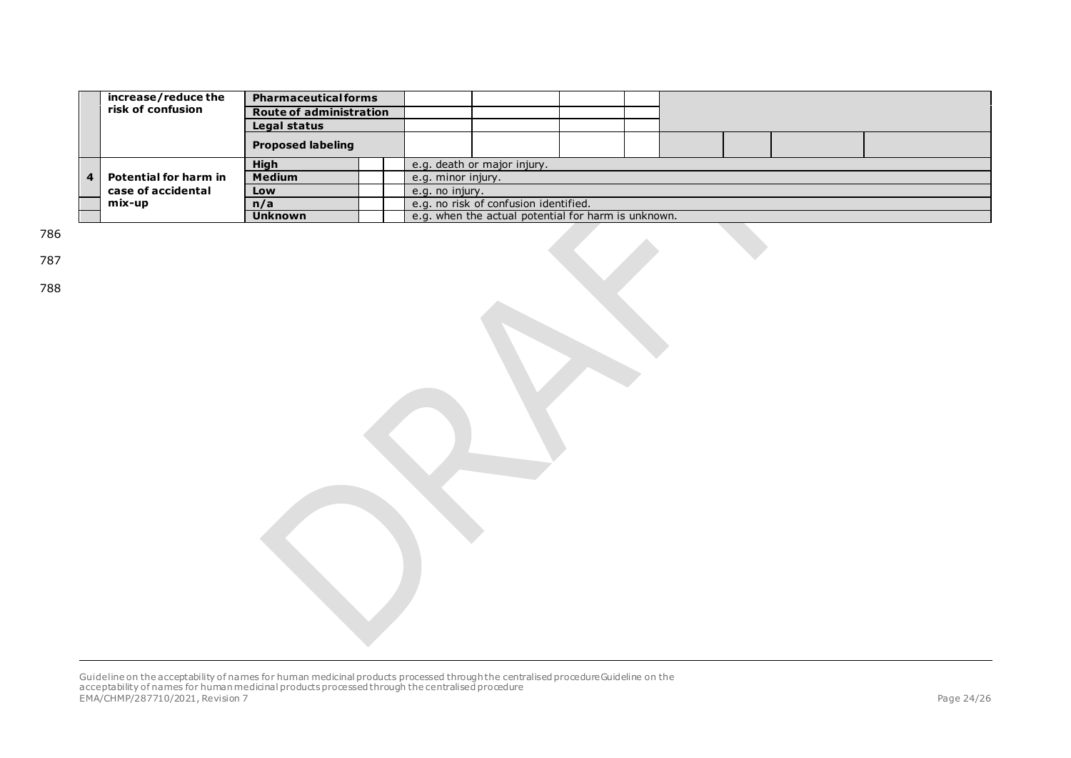| | | | | | | | | | | | |
|---|---|---|---|---|---|---|---|---|---|---|---|
| | increase/reduce the risk of confusion | **Pharmaceutical forms** | | | | | | | | | |
| | | **Route of administration** | | | | | | | | | |
| | | **Legal status** | | | | | | | | | |
| | | **Proposed labeling** | | | | | | | | | |
| 4 | **Potential for harm in case of accidental mix-up** | **High** | | | e.g. death or major injury. | | | | | | |
| | | **Medium** | | | e.g. minor injury. | | | | | | |
| | | **Low** | | | e.g. no injury. | | | | | | |
| | | **n/a** | | | e.g. no risk of confusion identified. | | | | | | |
| | | **Unknown** | | | e.g. when the actual potential for harm is unknown. | | | | | | |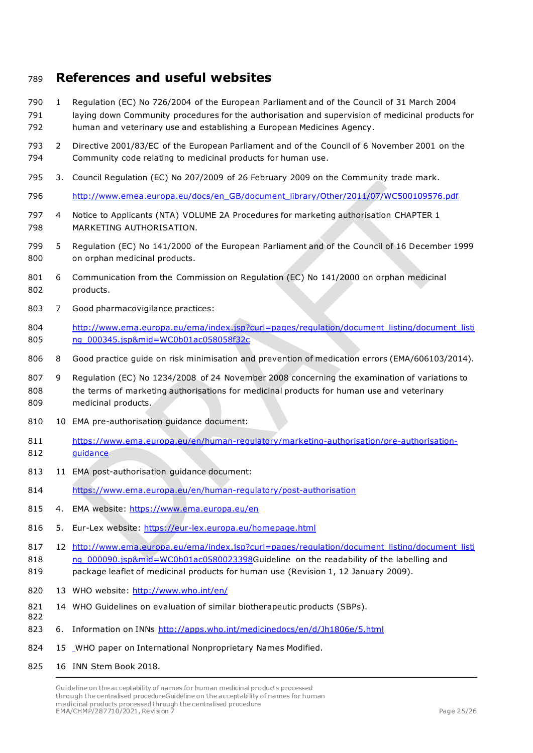## References and useful websites

1 Regulation (EC) No 726/2004 of the European Parliament and of the Council of 31 March 2004 laying down Community procedures for the authorisation and supervision of medicinal products for human and veterinary use and establishing a European Medicines Agency.

2 Directive 2001/83/EC of the European Parliament and of the Council of 6 November 2001 on the Community code relating to medicinal products for human use.

3. Council Regulation (EC) No 207/2009 of 26 February 2009 on the Community trade mark.

http://www.emea.europa.eu/docs/en_GB/document_library/Other/2011/07/WC500109576.pdf

4 Notice to Applicants (NTA) VOLUME 2A Procedures for marketing authorisation CHAPTER 1 MARKETING AUTHORISATION.

5 Regulation (EC) No 141/2000 of the European Parliament and of the Council of 16 December 1999 on orphan medicinal products.

6 Communication from the Commission on Regulation (EC) No 141/2000 on orphan medicinal products.

7 Good pharmacovigilance practices:

http://www.ema.europa.eu/ema/index.jsp?curl=pages/regulation/document_listing/document_listing_000345.jsp&mid=WC0b01ac058058f32c

8 Good practice guide on risk minimisation and prevention of medication errors (EMA/606103/2014).

9 Regulation (EC) No 1234/2008 of 24 November 2008 concerning the examination of variations to the terms of marketing authorisations for medicinal products for human use and veterinary medicinal products.

10 EMA pre-authorisation guidance document:

https://www.ema.europa.eu/en/human-regulatory/marketing-authorisation/pre-authorisation-guidance

11 EMA post-authorisation guidance document:

https://www.ema.europa.eu/en/human-regulatory/post-authorisation

4. EMA website: https://www.ema.europa.eu/en

5. Eur-Lex website: https://eur-lex.europa.eu/homepage.html

12 http://www.ema.europa.eu/ema/index.jsp?curl=pages/regulation/document_listing/document_listing_000090.jsp&mid=WC0b01ac0580023398Guideline on the readability of the labelling and package leaflet of medicinal products for human use (Revision 1, 12 January 2009).

13 WHO website: http://www.who.int/en/

14 WHO Guidelines on evaluation of similar biotherapeutic products (SBPs).

6. Information on INNs http://apps.who.int/medicinedocs/en/d/Jh1806e/5.html

15 WHO paper on International Nonproprietary Names Modified.

16 INN Stem Book 2018.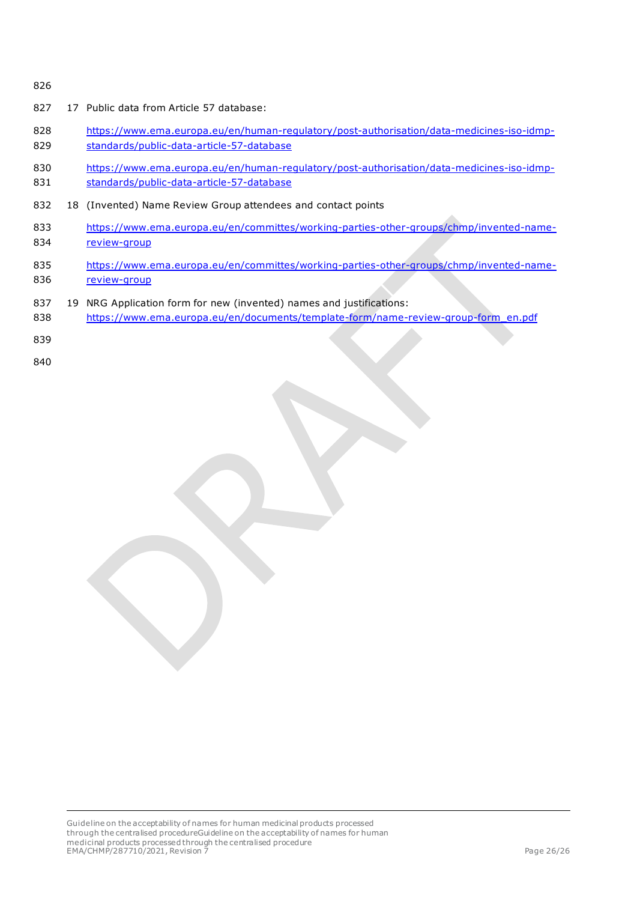17 Public data from Article 57 database:

https://www.ema.europa.eu/en/human-regulatory/post-authorisation/data-medicines-iso-idmp-standards/public-data-article-57-database

https://www.ema.europa.eu/en/human-regulatory/post-authorisation/data-medicines-iso-idmp-standards/public-data-article-57-database

18 (Invented) Name Review Group attendees and contact points

https://www.ema.europa.eu/en/committes/working-parties-other-groups/chmp/invented-name-review-group

https://www.ema.europa.eu/en/committes/working-parties-other-groups/chmp/invented-name-review-group

19 NRG Application form for new (invented) names and justifications:
https://www.ema.europa.eu/en/documents/template-form/name-review-group-form_en.pdf